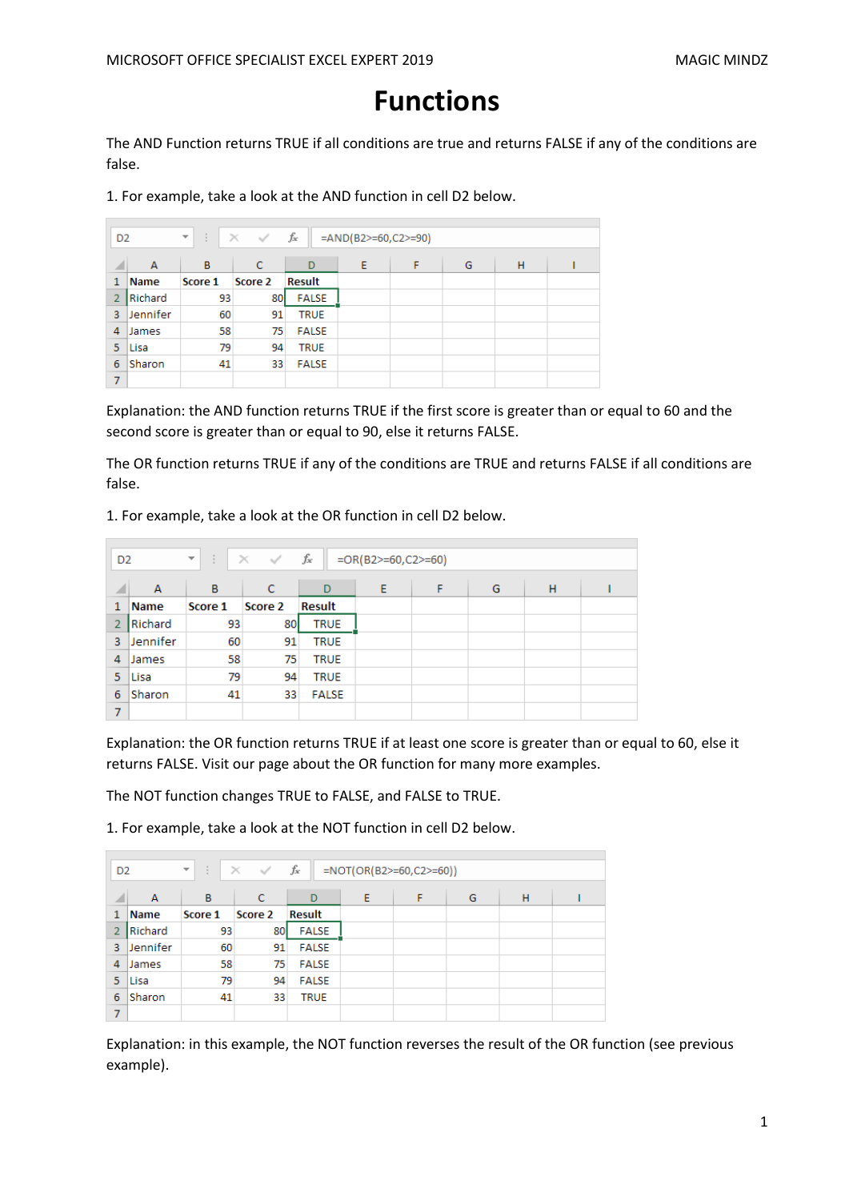# Functions

The AND Function returns TRUE if all conditions are true and returns FALSE if any of the conditions are false.

1. For example, take a look at the AND function in cell D2 below.

D2 =AND(B2>=60,C2>=90)

| | A | B | C | D |
|---|---|---|---|---|
| 1 | Name | Score 1 | Score 2 | Result |
| 2 | Richard | 93 | 80 | FALSE |
| 3 | Jennifer | 60 | 91 | TRUE |
| 4 | James | 58 | 75 | FALSE |
| 5 | Lisa | 79 | 94 | TRUE |
| 6 | Sharon | 41 | 33 | FALSE |

Explanation: the AND function returns TRUE if the first score is greater than or equal to 60 and the second score is greater than or equal to 90, else it returns FALSE.

The OR function returns TRUE if any of the conditions are TRUE and returns FALSE if all conditions are false.

1. For example, take a look at the OR function in cell D2 below.

D2 =OR(B2>=60,C2>=60)

| | A | B | C | D |
|---|---|---|---|---|
| 1 | Name | Score 1 | Score 2 | Result |
| 2 | Richard | 93 | 80 | TRUE |
| 3 | Jennifer | 60 | 91 | TRUE |
| 4 | James | 58 | 75 | TRUE |
| 5 | Lisa | 79 | 94 | TRUE |
| 6 | Sharon | 41 | 33 | FALSE |

Explanation: the OR function returns TRUE if at least one score is greater than or equal to 60, else it returns FALSE. Visit our page about the OR function for many more examples.

The NOT function changes TRUE to FALSE, and FALSE to TRUE.

1. For example, take a look at the NOT function in cell D2 below.

D2 =NOT(OR(B2>=60,C2>=60))

| | A | B | C | D |
|---|---|---|---|---|
| 1 | Name | Score 1 | Score 2 | Result |
| 2 | Richard | 93 | 80 | FALSE |
| 3 | Jennifer | 60 | 91 | FALSE |
| 4 | James | 58 | 75 | FALSE |
| 5 | Lisa | 79 | 94 | FALSE |
| 6 | Sharon | 41 | 33 | TRUE |

Explanation: in this example, the NOT function reverses the result of the OR function (see previous example).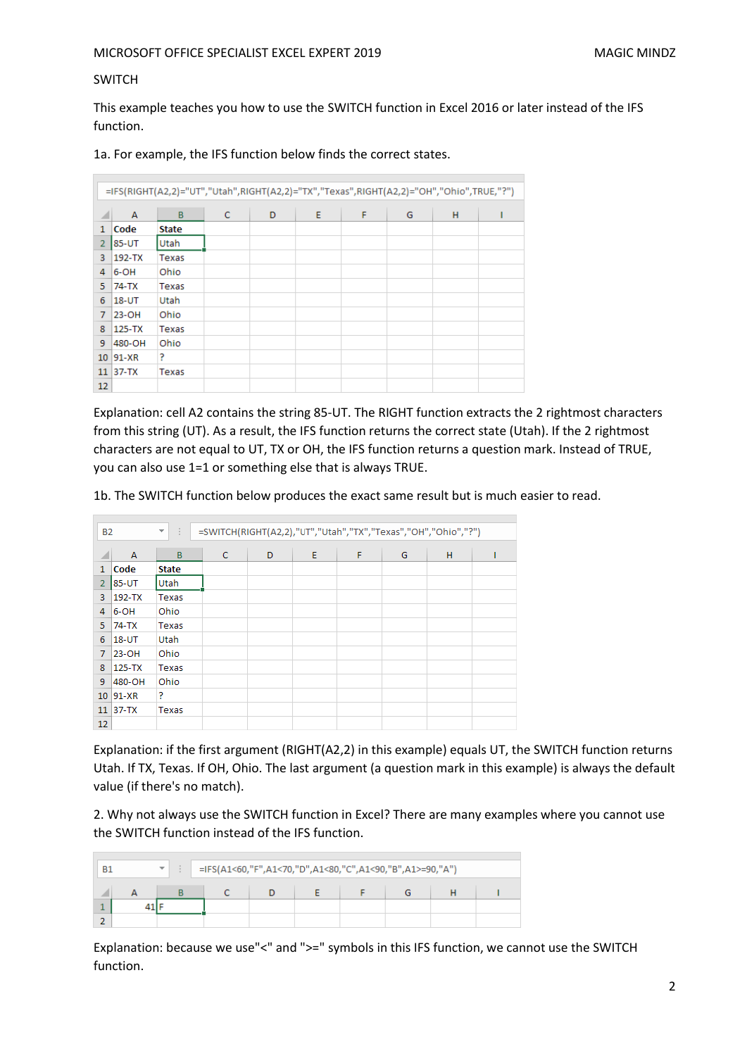SWITCH

This example teaches you how to use the SWITCH function in Excel 2016 or later instead of the IFS function.

1a. For example, the IFS function below finds the correct states.

```
=IFS(RIGHT(A2,2)="UT","Utah",RIGHT(A2,2)="TX","Texas",RIGHT(A2,2)="OH","Ohio",TRUE,"?")
```

| | A | B | C | D | E | F | G | H | I |
|---|---|---|---|---|---|---|---|---|---|
| 1 | Code | State | | | | | | | |
| 2 | 85-UT | Utah | | | | | | | |
| 3 | 192-TX | Texas | | | | | | | |
| 4 | 6-OH | Ohio | | | | | | | |
| 5 | 74-TX | Texas | | | | | | | |
| 6 | 18-UT | Utah | | | | | | | |
| 7 | 23-OH | Ohio | | | | | | | |
| 8 | 125-TX | Texas | | | | | | | |
| 9 | 480-OH | Ohio | | | | | | | |
| 10 | 91-XR | ? | | | | | | | |
| 11 | 37-TX | Texas | | | | | | | |
| 12 | | | | | | | | | |

Explanation: cell A2 contains the string 85-UT. The RIGHT function extracts the 2 rightmost characters from this string (UT). As a result, the IFS function returns the correct state (Utah). If the 2 rightmost characters are not equal to UT, TX or OH, the IFS function returns a question mark. Instead of TRUE, you can also use 1=1 or something else that is always TRUE.

1b. The SWITCH function below produces the exact same result but is much easier to read.

```
B2    =SWITCH(RIGHT(A2,2),"UT","Utah","TX","Texas","OH","Ohio","?")
```

| | A | B | C | D | E | F | G | H | I |
|---|---|---|---|---|---|---|---|---|---|
| 1 | Code | State | | | | | | | |
| 2 | 85-UT | Utah | | | | | | | |
| 3 | 192-TX | Texas | | | | | | | |
| 4 | 6-OH | Ohio | | | | | | | |
| 5 | 74-TX | Texas | | | | | | | |
| 6 | 18-UT | Utah | | | | | | | |
| 7 | 23-OH | Ohio | | | | | | | |
| 8 | 125-TX | Texas | | | | | | | |
| 9 | 480-OH | Ohio | | | | | | | |
| 10 | 91-XR | ? | | | | | | | |
| 11 | 37-TX | Texas | | | | | | | |
| 12 | | | | | | | | | |

Explanation: if the first argument (RIGHT(A2,2) in this example) equals UT, the SWITCH function returns Utah. If TX, Texas. If OH, Ohio. The last argument (a question mark in this example) is always the default value (if there's no match).

2. Why not always use the SWITCH function in Excel? There are many examples where you cannot use the SWITCH function instead of the IFS function.

```
B1    =IFS(A1<60,"F",A1<70,"D",A1<80,"C",A1<90,"B",A1>=90,"A")
```

| | A | B | C | D | E | F | G | H | I |
|---|---|---|---|---|---|---|---|---|---|
| 1 | 41 | F | | | | | | | |
| 2 | | | | | | | | | |

Explanation: because we use"<" and ">=" symbols in this IFS function, we cannot use the SWITCH function.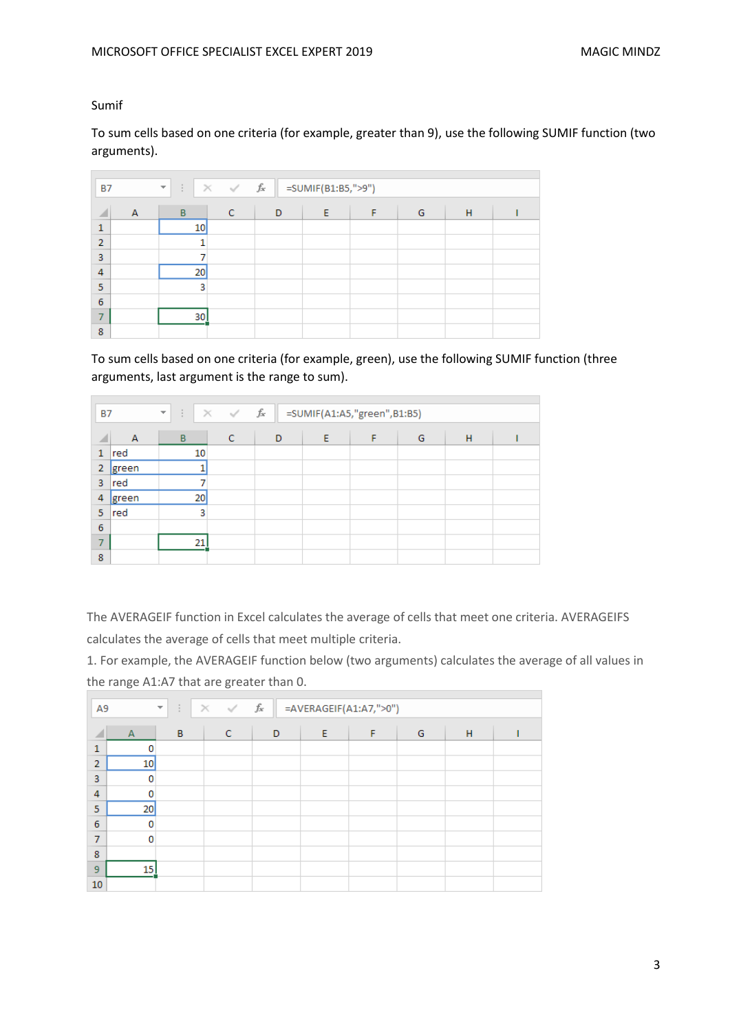Sumif

To sum cells based on one criteria (for example, greater than 9), use the following SUMIF function (two arguments).

B7 =SUMIF(B1:B5,">9")

| | A | B | C | D | E | F | G | H | I |
|---|---|---|---|---|---|---|---|---|---|
| 1 | | 10 | | | | | | | |
| 2 | | 1 | | | | | | | |
| 3 | | 7 | | | | | | | |
| 4 | | 20 | | | | | | | |
| 5 | | 3 | | | | | | | |
| 6 | | | | | | | | | |
| 7 | | 30 | | | | | | | |
| 8 | | | | | | | | | |

To sum cells based on one criteria (for example, green), use the following SUMIF function (three arguments, last argument is the range to sum).

B7 =SUMIF(A1:A5,"green",B1:B5)

| | A | B | C | D | E | F | G | H | I |
|---|---|---|---|---|---|---|---|---|---|
| 1 | red | 10 | | | | | | | |
| 2 | green | 1 | | | | | | | |
| 3 | red | 7 | | | | | | | |
| 4 | green | 20 | | | | | | | |
| 5 | red | 3 | | | | | | | |
| 6 | | | | | | | | | |
| 7 | | 21 | | | | | | | |
| 8 | | | | | | | | | |

The AVERAGEIF function in Excel calculates the average of cells that meet one criteria. AVERAGEIFS calculates the average of cells that meet multiple criteria.

1. For example, the AVERAGEIF function below (two arguments) calculates the average of all values in the range A1:A7 that are greater than 0.

A9 =AVERAGEIF(A1:A7,">0")

| | A | B | C | D | E | F | G | H | I |
|---|---|---|---|---|---|---|---|---|---|
| 1 | 0 | | | | | | | | |
| 2 | 10 | | | | | | | | |
| 3 | 0 | | | | | | | | |
| 4 | 0 | | | | | | | | |
| 5 | 20 | | | | | | | | |
| 6 | 0 | | | | | | | | |
| 7 | 0 | | | | | | | | |
| 8 | | | | | | | | | |
| 9 | 15 | | | | | | | | |
| 10 | | | | | | | | | |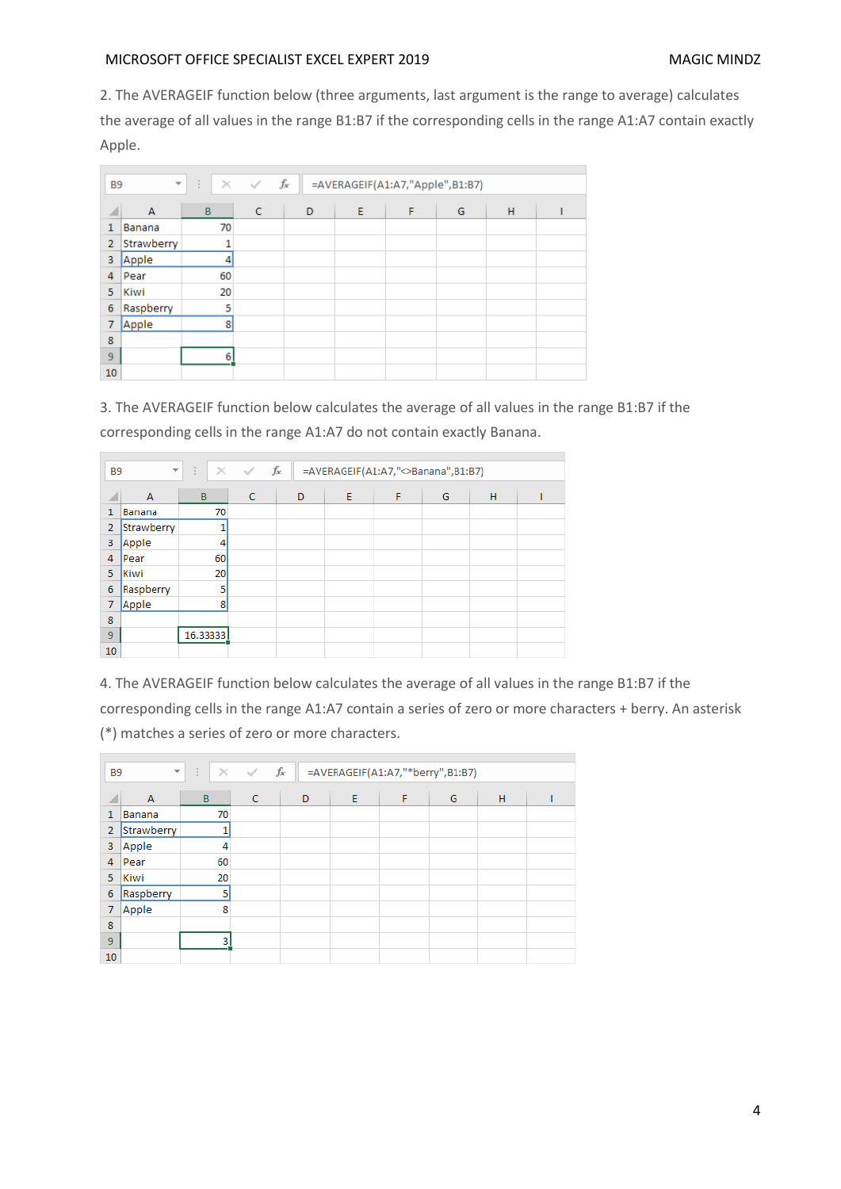2. The AVERAGEIF function below (three arguments, last argument is the range to average) calculates the average of all values in the range B1:B7 if the corresponding cells in the range A1:A7 contain exactly Apple.

B9: `=AVERAGEIF(A1:A7,"Apple",B1:B7)`

| | A | B |
|---|---|---|
| 1 | Banana | 70 |
| 2 | Strawberry | 1 |
| 3 | Apple | 4 |
| 4 | Pear | 60 |
| 5 | Kiwi | 20 |
| 6 | Raspberry | 5 |
| 7 | Apple | 8 |
| 8 | | |
| 9 | | 6 |
| 10 | | |

3. The AVERAGEIF function below calculates the average of all values in the range B1:B7 if the corresponding cells in the range A1:A7 do not contain exactly Banana.

B9: `=AVERAGEIF(A1:A7,"<>Banana",B1:B7)`

| | A | B |
|---|---|---|
| 1 | Banana | 70 |
| 2 | Strawberry | 1 |
| 3 | Apple | 4 |
| 4 | Pear | 60 |
| 5 | Kiwi | 20 |
| 6 | Raspberry | 5 |
| 7 | Apple | 8 |
| 8 | | |
| 9 | | 16.33333 |
| 10 | | |

4. The AVERAGEIF function below calculates the average of all values in the range B1:B7 if the corresponding cells in the range A1:A7 contain a series of zero or more characters + berry. An asterisk (*) matches a series of zero or more characters.

B9: `=AVERAGEIF(A1:A7,"*berry",B1:B7)`

| | A | B |
|---|---|---|
| 1 | Banana | 70 |
| 2 | Strawberry | 1 |
| 3 | Apple | 4 |
| 4 | Pear | 60 |
| 5 | Kiwi | 20 |
| 6 | Raspberry | 5 |
| 7 | Apple | 8 |
| 8 | | |
| 9 | | 3 |
| 10 | | |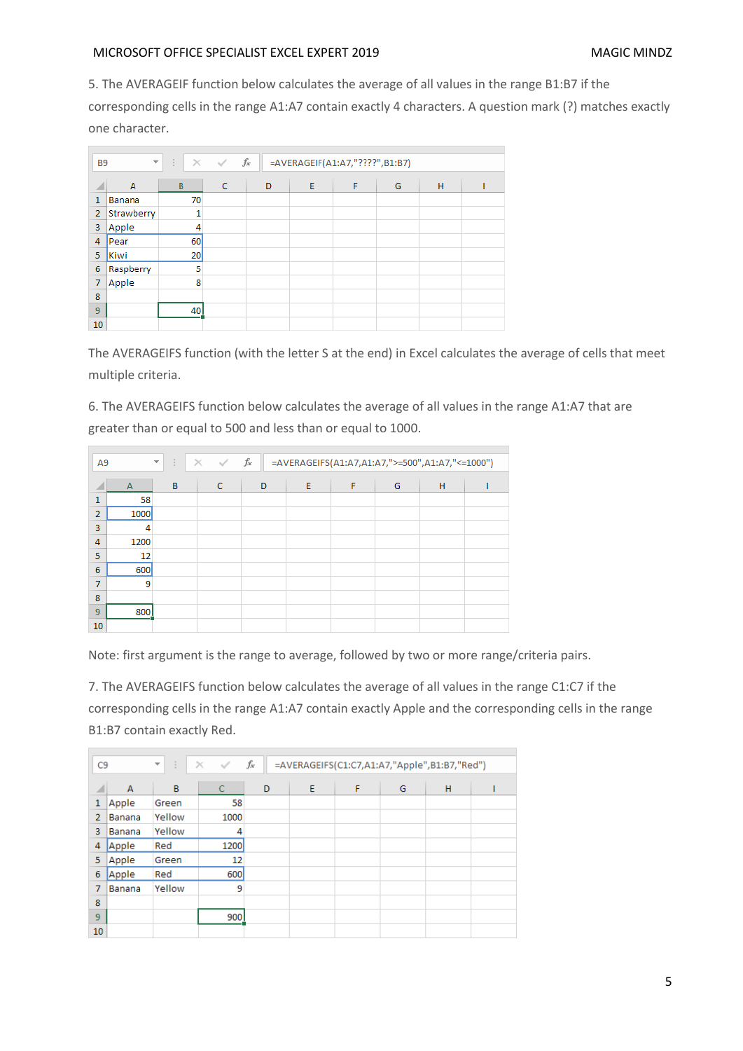5. The AVERAGEIF function below calculates the average of all values in the range B1:B7 if the corresponding cells in the range A1:A7 contain exactly 4 characters. A question mark (?) matches exactly one character.

B9: `=AVERAGEIF(A1:A7,"????",B1:B7)`

| | A | B | C | D | E | F | G | H | I |
|---|---|---|---|---|---|---|---|---|---|
| 1 | Banana | 70 | | | | | | | |
| 2 | Strawberry | 1 | | | | | | | |
| 3 | Apple | 4 | | | | | | | |
| 4 | Pear | 60 | | | | | | | |
| 5 | Kiwi | 20 | | | | | | | |
| 6 | Raspberry | 5 | | | | | | | |
| 7 | Apple | 8 | | | | | | | |
| 8 | | | | | | | | | |
| 9 | | 40 | | | | | | | |
| 10 | | | | | | | | | |

The AVERAGEIFS function (with the letter S at the end) in Excel calculates the average of cells that meet multiple criteria.

6. The AVERAGEIFS function below calculates the average of all values in the range A1:A7 that are greater than or equal to 500 and less than or equal to 1000.

A9: `=AVERAGEIFS(A1:A7,A1:A7,">=500",A1:A7,"<=1000")`

| | A | B | C | D | E | F | G | H | I |
|---|---|---|---|---|---|---|---|---|---|
| 1 | 58 | | | | | | | | |
| 2 | 1000 | | | | | | | | |
| 3 | 4 | | | | | | | | |
| 4 | 1200 | | | | | | | | |
| 5 | 12 | | | | | | | | |
| 6 | 600 | | | | | | | | |
| 7 | 9 | | | | | | | | |
| 8 | | | | | | | | | |
| 9 | 800 | | | | | | | | |
| 10 | | | | | | | | | |

Note: first argument is the range to average, followed by two or more range/criteria pairs.

7. The AVERAGEIFS function below calculates the average of all values in the range C1:C7 if the corresponding cells in the range A1:A7 contain exactly Apple and the corresponding cells in the range B1:B7 contain exactly Red.

C9: `=AVERAGEIFS(C1:C7,A1:A7,"Apple",B1:B7,"Red")`

| | A | B | C | D | E | F | G | H | I |
|---|---|---|---|---|---|---|---|---|---|
| 1 | Apple | Green | 58 | | | | | | |
| 2 | Banana | Yellow | 1000 | | | | | | |
| 3 | Banana | Yellow | 4 | | | | | | |
| 4 | Apple | Red | 1200 | | | | | | |
| 5 | Apple | Green | 12 | | | | | | |
| 6 | Apple | Red | 600 | | | | | | |
| 7 | Banana | Yellow | 9 | | | | | | |
| 8 | | | | | | | | | |
| 9 | | | 900 | | | | | | |
| 10 | | | | | | | | | |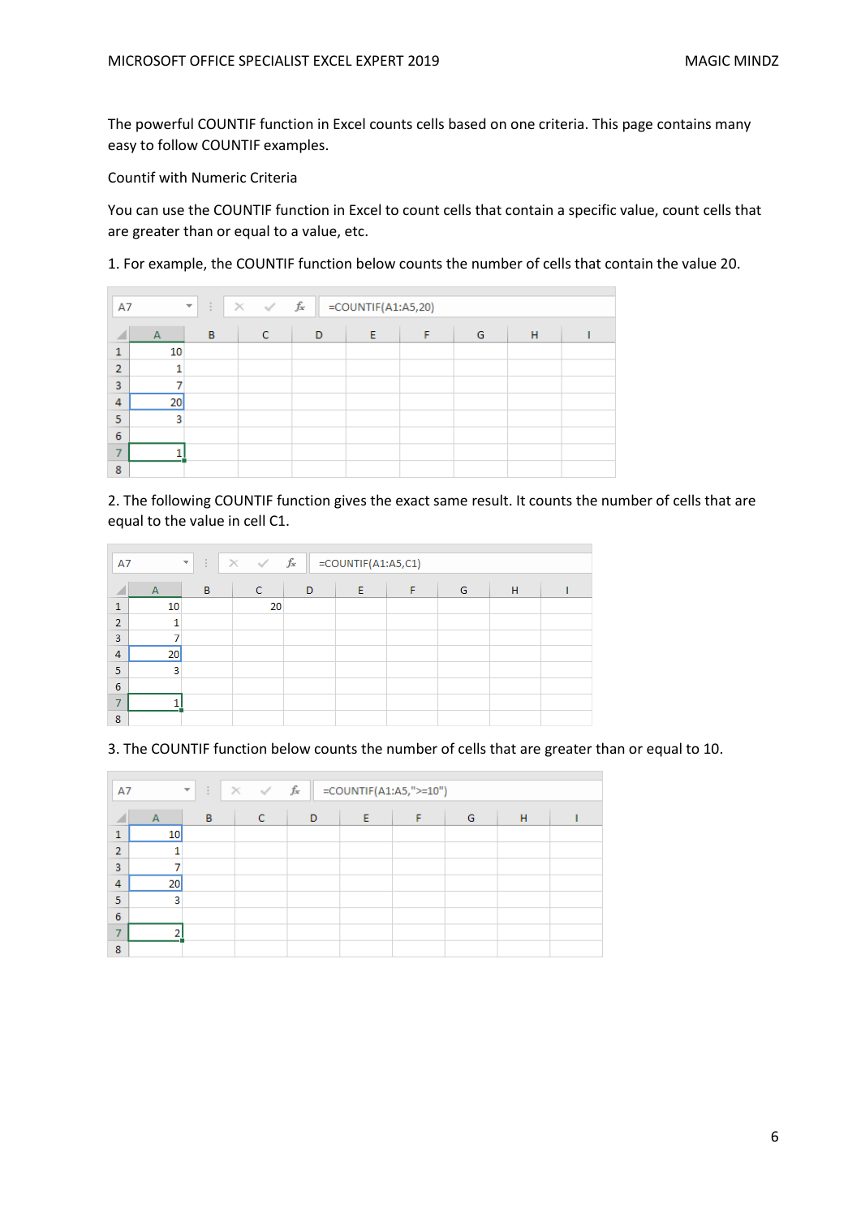The powerful COUNTIF function in Excel counts cells based on one criteria. This page contains many easy to follow COUNTIF examples.

Countif with Numeric Criteria

You can use the COUNTIF function in Excel to count cells that contain a specific value, count cells that are greater than or equal to a value, etc.

1. For example, the COUNTIF function below counts the number of cells that contain the value 20.

A7: `=COUNTIF(A1:A5,20)`

| | A | B | C | D | E | F | G | H | I |
|---|---|---|---|---|---|---|---|---|---|
| 1 | 10 | | | | | | | | |
| 2 | 1 | | | | | | | | |
| 3 | 7 | | | | | | | | |
| 4 | 20 | | | | | | | | |
| 5 | 3 | | | | | | | | |
| 6 | | | | | | | | | |
| 7 | 1 | | | | | | | | |
| 8 | | | | | | | | | |

2. The following COUNTIF function gives the exact same result. It counts the number of cells that are equal to the value in cell C1.

A7: `=COUNTIF(A1:A5,C1)`

| | A | B | C | D | E | F | G | H | I |
|---|---|---|---|---|---|---|---|---|---|
| 1 | 10 | | 20 | | | | | | |
| 2 | 1 | | | | | | | | |
| 3 | 7 | | | | | | | | |
| 4 | 20 | | | | | | | | |
| 5 | 3 | | | | | | | | |
| 6 | | | | | | | | | |
| 7 | 1 | | | | | | | | |
| 8 | | | | | | | | | |

3. The COUNTIF function below counts the number of cells that are greater than or equal to 10.

A7: `=COUNTIF(A1:A5,">=10")`

| | A | B | C | D | E | F | G | H | I |
|---|---|---|---|---|---|---|---|---|---|
| 1 | 10 | | | | | | | | |
| 2 | 1 | | | | | | | | |
| 3 | 7 | | | | | | | | |
| 4 | 20 | | | | | | | | |
| 5 | 3 | | | | | | | | |
| 6 | | | | | | | | | |
| 7 | 2 | | | | | | | | |
| 8 | | | | | | | | | |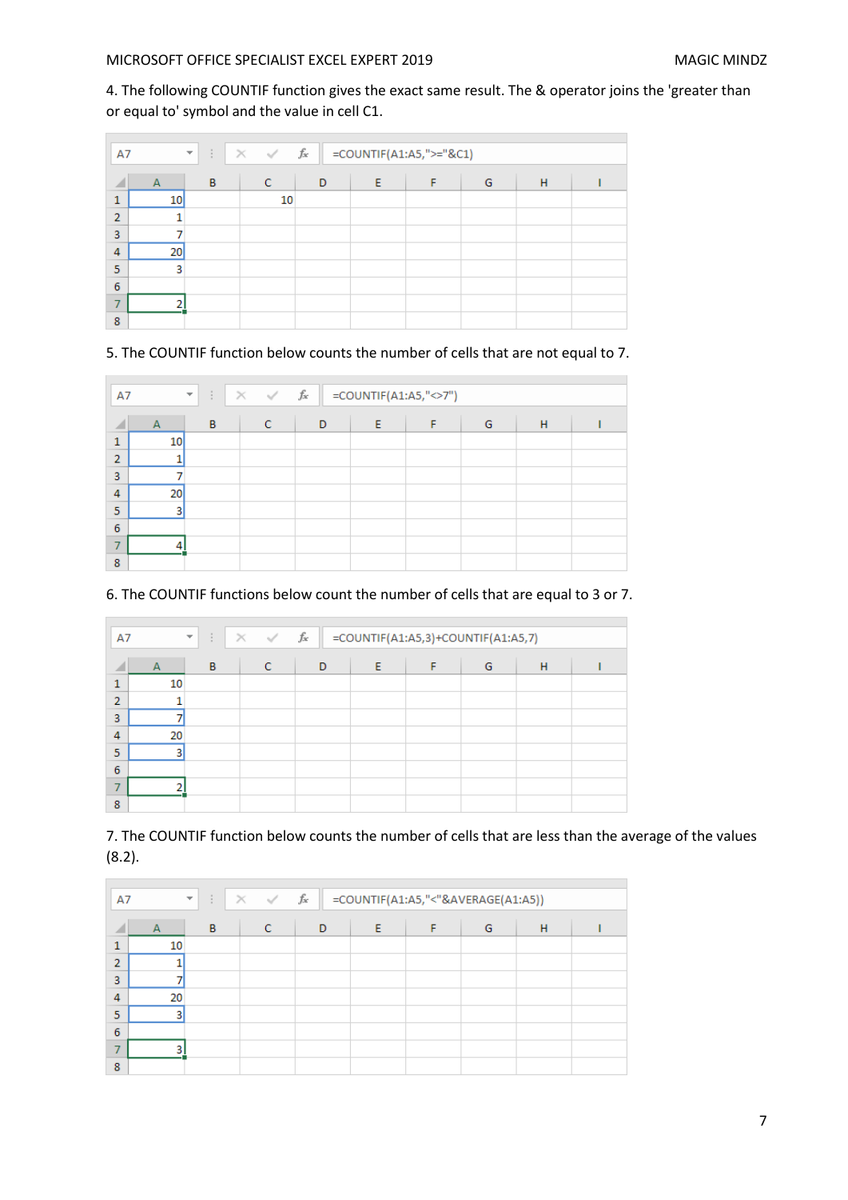4. The following COUNTIF function gives the exact same result. The & operator joins the 'greater than or equal to' symbol and the value in cell C1.

A7: `=COUNTIF(A1:A5,">="&C1)`

| | A | B | C | D | E | F | G | H | I |
|---|---|---|---|---|---|---|---|---|---|
| 1 | 10 | | 10 | | | | | | |
| 2 | 1 | | | | | | | | |
| 3 | 7 | | | | | | | | |
| 4 | 20 | | | | | | | | |
| 5 | 3 | | | | | | | | |
| 6 | | | | | | | | | |
| 7 | 2 | | | | | | | | |
| 8 | | | | | | | | | |

5. The COUNTIF function below counts the number of cells that are not equal to 7.

A7: `=COUNTIF(A1:A5,"<>7")`

| | A | B | C | D | E | F | G | H | I |
|---|---|---|---|---|---|---|---|---|---|
| 1 | 10 | | | | | | | | |
| 2 | 1 | | | | | | | | |
| 3 | 7 | | | | | | | | |
| 4 | 20 | | | | | | | | |
| 5 | 3 | | | | | | | | |
| 6 | | | | | | | | | |
| 7 | 4 | | | | | | | | |
| 8 | | | | | | | | | |

6. The COUNTIF functions below count the number of cells that are equal to 3 or 7.

A7: `=COUNTIF(A1:A5,3)+COUNTIF(A1:A5,7)`

| | A | B | C | D | E | F | G | H | I |
|---|---|---|---|---|---|---|---|---|---|
| 1 | 10 | | | | | | | | |
| 2 | 1 | | | | | | | | |
| 3 | 7 | | | | | | | | |
| 4 | 20 | | | | | | | | |
| 5 | 3 | | | | | | | | |
| 6 | | | | | | | | | |
| 7 | 2 | | | | | | | | |
| 8 | | | | | | | | | |

7. The COUNTIF function below counts the number of cells that are less than the average of the values (8.2).

A7: `=COUNTIF(A1:A5,"<"&AVERAGE(A1:A5))`

| | A | B | C | D | E | F | G | H | I |
|---|---|---|---|---|---|---|---|---|---|
| 1 | 10 | | | | | | | | |
| 2 | 1 | | | | | | | | |
| 3 | 7 | | | | | | | | |
| 4 | 20 | | | | | | | | |
| 5 | 3 | | | | | | | | |
| 6 | | | | | | | | | |
| 7 | 3 | | | | | | | | |
| 8 | | | | | | | | | |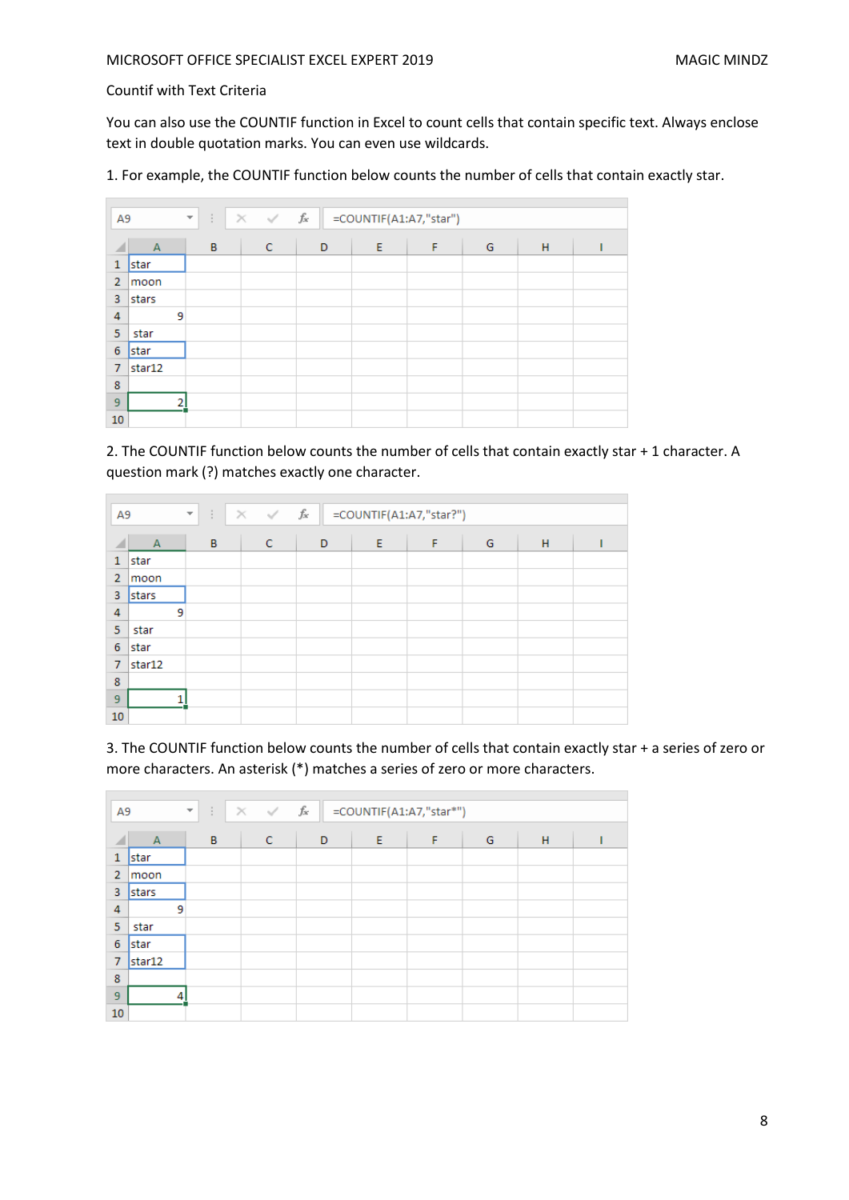Countif with Text Criteria

You can also use the COUNTIF function in Excel to count cells that contain specific text. Always enclose text in double quotation marks. You can even use wildcards.

1. For example, the COUNTIF function below counts the number of cells that contain exactly star.

A9 =COUNTIF(A1:A7,"star")

| | A | B | C | D | E | F | G | H | I |
|---|---|---|---|---|---|---|---|---|---|
| 1 | star | | | | | | | | |
| 2 | moon | | | | | | | | |
| 3 | stars | | | | | | | | |
| 4 | 9 | | | | | | | | |
| 5 | star | | | | | | | | |
| 6 | star | | | | | | | | |
| 7 | star12 | | | | | | | | |
| 8 | | | | | | | | | |
| 9 | 2 | | | | | | | | |
| 10 | | | | | | | | | |

2. The COUNTIF function below counts the number of cells that contain exactly star + 1 character. A question mark (?) matches exactly one character.

A9 =COUNTIF(A1:A7,"star?")

| | A | B | C | D | E | F | G | H | I |
|---|---|---|---|---|---|---|---|---|---|
| 1 | star | | | | | | | | |
| 2 | moon | | | | | | | | |
| 3 | stars | | | | | | | | |
| 4 | 9 | | | | | | | | |
| 5 | star | | | | | | | | |
| 6 | star | | | | | | | | |
| 7 | star12 | | | | | | | | |
| 8 | | | | | | | | | |
| 9 | 1 | | | | | | | | |
| 10 | | | | | | | | | |

3. The COUNTIF function below counts the number of cells that contain exactly star + a series of zero or more characters. An asterisk (*) matches a series of zero or more characters.

A9 =COUNTIF(A1:A7,"star*")

| | A | B | C | D | E | F | G | H | I |
|---|---|---|---|---|---|---|---|---|---|
| 1 | star | | | | | | | | |
| 2 | moon | | | | | | | | |
| 3 | stars | | | | | | | | |
| 4 | 9 | | | | | | | | |
| 5 | star | | | | | | | | |
| 6 | star | | | | | | | | |
| 7 | star12 | | | | | | | | |
| 8 | | | | | | | | | |
| 9 | 4 | | | | | | | | |
| 10 | | | | | | | | | |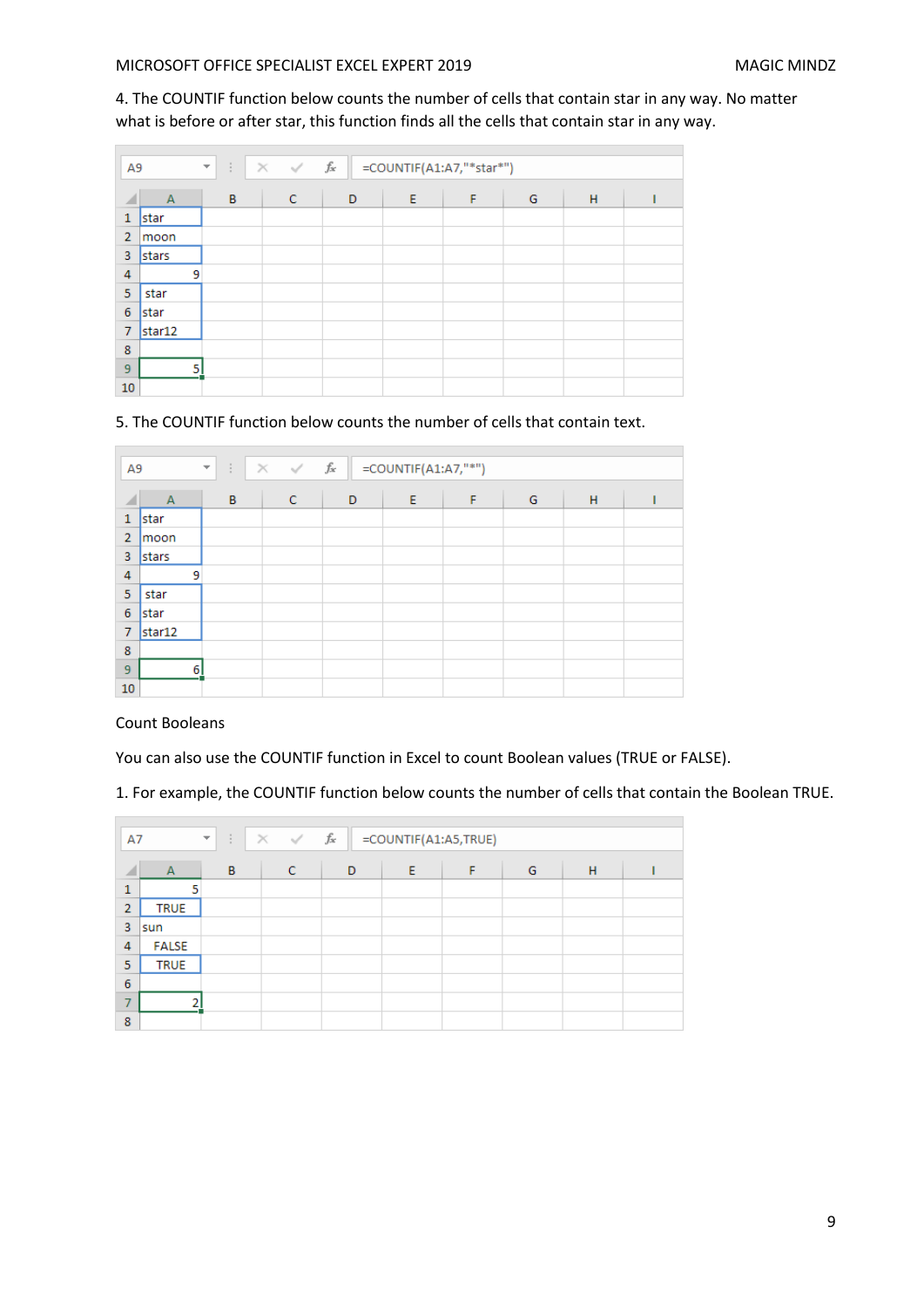4. The COUNTIF function below counts the number of cells that contain star in any way. No matter what is before or after star, this function finds all the cells that contain star in any way.

A9 | =COUNTIF(A1:A7,"*star*")

| | A | B | C | D | E | F | G | H | I |
|---|---|---|---|---|---|---|---|---|---|
| 1 | star | | | | | | | | |
| 2 | moon | | | | | | | | |
| 3 | stars | | | | | | | | |
| 4 | 9 | | | | | | | | |
| 5 | star | | | | | | | | |
| 6 | star | | | | | | | | |
| 7 | star12 | | | | | | | | |
| 8 | | | | | | | | | |
| 9 | 5 | | | | | | | | |
| 10 | | | | | | | | | |

5. The COUNTIF function below counts the number of cells that contain text.

A9 | =COUNTIF(A1:A7,"*")

| | A | B | C | D | E | F | G | H | I |
|---|---|---|---|---|---|---|---|---|---|
| 1 | star | | | | | | | | |
| 2 | moon | | | | | | | | |
| 3 | stars | | | | | | | | |
| 4 | 9 | | | | | | | | |
| 5 | star | | | | | | | | |
| 6 | star | | | | | | | | |
| 7 | star12 | | | | | | | | |
| 8 | | | | | | | | | |
| 9 | 6 | | | | | | | | |
| 10 | | | | | | | | | |

Count Booleans

You can also use the COUNTIF function in Excel to count Boolean values (TRUE or FALSE).

1. For example, the COUNTIF function below counts the number of cells that contain the Boolean TRUE.

A7 | =COUNTIF(A1:A5,TRUE)

| | A | B | C | D | E | F | G | H | I |
|---|---|---|---|---|---|---|---|---|---|
| 1 | 5 | | | | | | | | |
| 2 | TRUE | | | | | | | | |
| 3 | sun | | | | | | | | |
| 4 | FALSE | | | | | | | | |
| 5 | TRUE | | | | | | | | |
| 6 | | | | | | | | | |
| 7 | 2 | | | | | | | | |
| 8 | | | | | | | | | |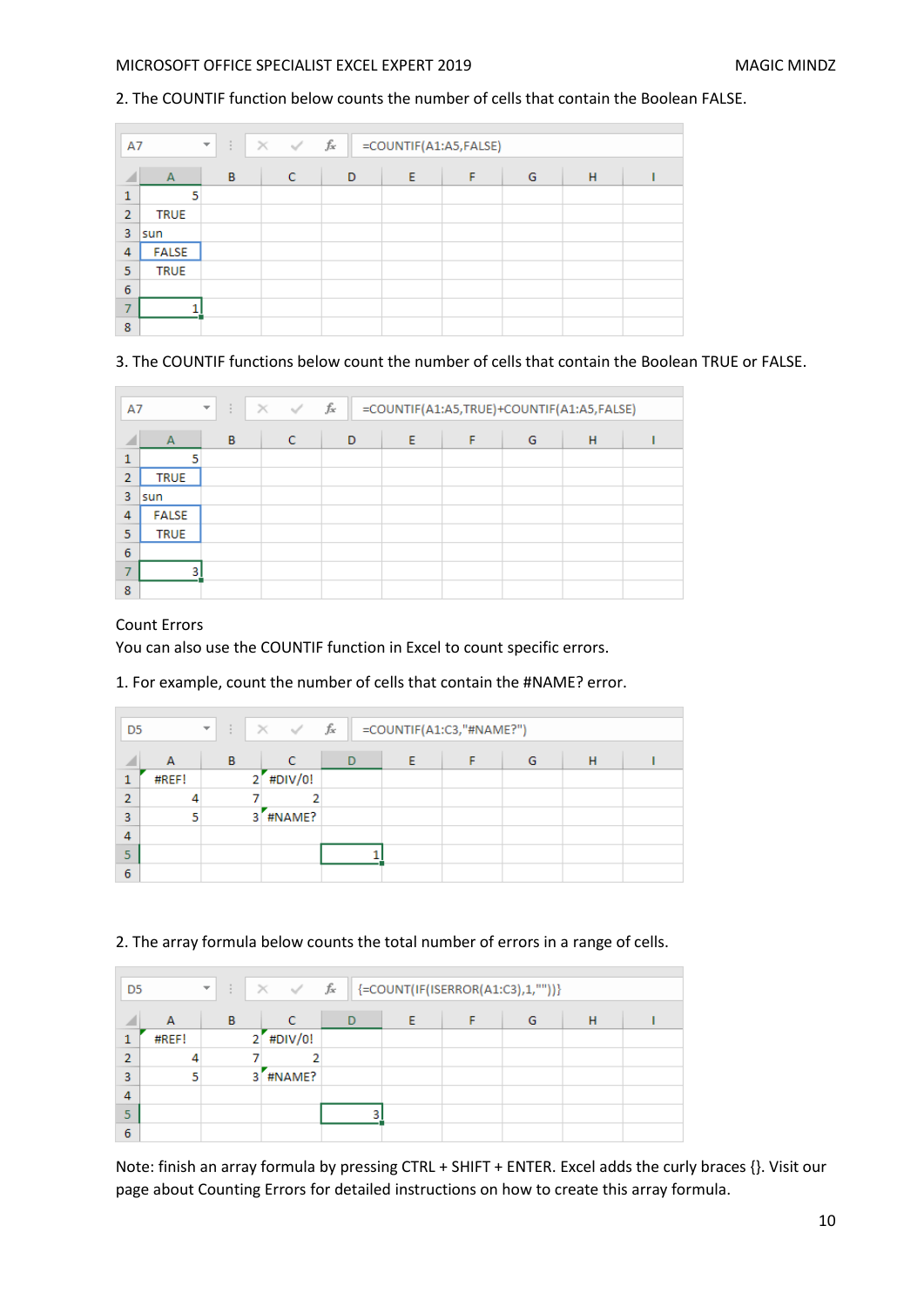2. The COUNTIF function below counts the number of cells that contain the Boolean FALSE.

A7 =COUNTIF(A1:A5,FALSE)

| | A | B | C | D | E | F | G | H | I |
|---|---|---|---|---|---|---|---|---|---|
| 1 | 5 | | | | | | | | |
| 2 | TRUE | | | | | | | | |
| 3 | sun | | | | | | | | |
| 4 | FALSE | | | | | | | | |
| 5 | TRUE | | | | | | | | |
| 6 | | | | | | | | | |
| 7 | 1 | | | | | | | | |
| 8 | | | | | | | | | |

3. The COUNTIF functions below count the number of cells that contain the Boolean TRUE or FALSE.

A7 =COUNTIF(A1:A5,TRUE)+COUNTIF(A1:A5,FALSE)

| | A | B | C | D | E | F | G | H | I |
|---|---|---|---|---|---|---|---|---|---|
| 1 | 5 | | | | | | | | |
| 2 | TRUE | | | | | | | | |
| 3 | sun | | | | | | | | |
| 4 | FALSE | | | | | | | | |
| 5 | TRUE | | | | | | | | |
| 6 | | | | | | | | | |
| 7 | 3 | | | | | | | | |
| 8 | | | | | | | | | |

Count Errors

You can also use the COUNTIF function in Excel to count specific errors.

1. For example, count the number of cells that contain the #NAME? error.

D5 =COUNTIF(A1:C3,"#NAME?")

| | A | B | C | D | E | F | G | H | I |
|---|---|---|---|---|---|---|---|---|---|
| 1 | #REF! | 2 | #DIV/0! | | | | | | |
| 2 | 4 | 7 | 2 | | | | | | |
| 3 | 5 | 3 | #NAME? | | | | | | |
| 4 | | | | | | | | | |
| 5 | | | | 1 | | | | | |
| 6 | | | | | | | | | |

2. The array formula below counts the total number of errors in a range of cells.

D5 {=COUNT(IF(ISERROR(A1:C3),1,""))}

| | A | B | C | D | E | F | G | H | I |
|---|---|---|---|---|---|---|---|---|---|
| 1 | #REF! | 2 | #DIV/0! | | | | | | |
| 2 | 4 | 7 | 2 | | | | | | |
| 3 | 5 | 3 | #NAME? | | | | | | |
| 4 | | | | | | | | | |
| 5 | | | | 3 | | | | | |
| 6 | | | | | | | | | |

Note: finish an array formula by pressing CTRL + SHIFT + ENTER. Excel adds the curly braces {}. Visit our page about Counting Errors for detailed instructions on how to create this array formula.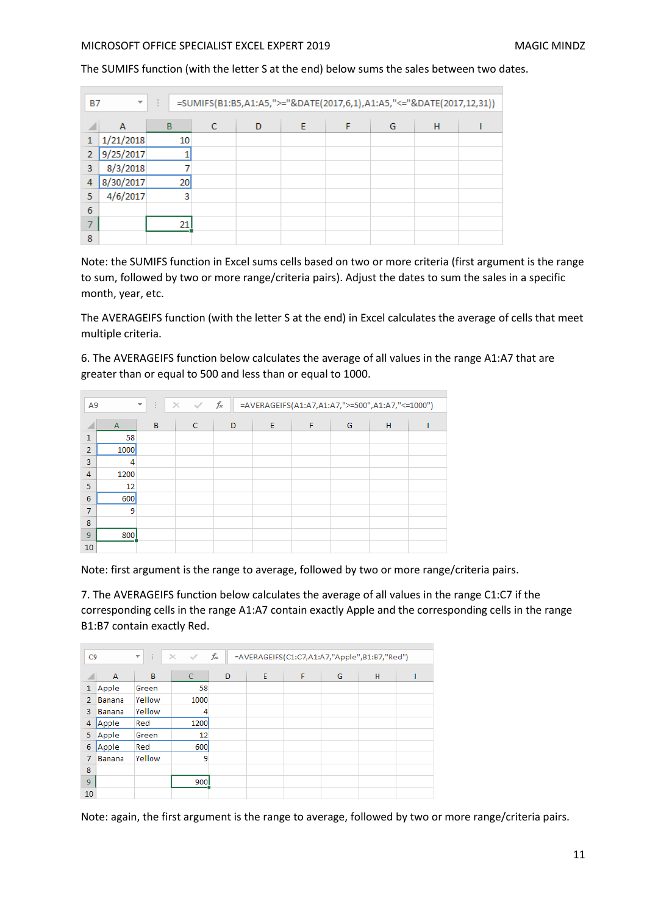The SUMIFS function (with the letter S at the end) below sums the sales between two dates.

B7: `=SUMIFS(B1:B5,A1:A5,">="&DATE(2017,6,1),A1:A5,"<="&DATE(2017,12,31))`

| | A | B | C | D | E | F | G | H | I |
|---|---|---|---|---|---|---|---|---|---|
| 1 | 1/21/2018 | 10 | | | | | | | |
| 2 | 9/25/2017 | 1 | | | | | | | |
| 3 | 8/3/2018 | 7 | | | | | | | |
| 4 | 8/30/2017 | 20 | | | | | | | |
| 5 | 4/6/2017 | 3 | | | | | | | |
| 6 | | | | | | | | | |
| 7 | | 21 | | | | | | | |
| 8 | | | | | | | | | |

Note: the SUMIFS function in Excel sums cells based on two or more criteria (first argument is the range to sum, followed by two or more range/criteria pairs). Adjust the dates to sum the sales in a specific month, year, etc.

The AVERAGEIFS function (with the letter S at the end) in Excel calculates the average of cells that meet multiple criteria.

6. The AVERAGEIFS function below calculates the average of all values in the range A1:A7 that are greater than or equal to 500 and less than or equal to 1000.

A9: `=AVERAGEIFS(A1:A7,A1:A7,">=500",A1:A7,"<=1000")`

| | A | B | C | D | E | F | G | H | I |
|---|---|---|---|---|---|---|---|---|---|
| 1 | 58 | | | | | | | | |
| 2 | 1000 | | | | | | | | |
| 3 | 4 | | | | | | | | |
| 4 | 1200 | | | | | | | | |
| 5 | 12 | | | | | | | | |
| 6 | 600 | | | | | | | | |
| 7 | 9 | | | | | | | | |
| 8 | | | | | | | | | |
| 9 | 800 | | | | | | | | |
| 10 | | | | | | | | | |

Note: first argument is the range to average, followed by two or more range/criteria pairs.

7. The AVERAGEIFS function below calculates the average of all values in the range C1:C7 if the corresponding cells in the range A1:A7 contain exactly Apple and the corresponding cells in the range B1:B7 contain exactly Red.

C9: `=AVERAGEIFS(C1:C7,A1:A7,"Apple",B1:B7,"Red")`

| | A | B | C | D | E | F | G | H | I |
|---|---|---|---|---|---|---|---|---|---|
| 1 | Apple | Green | 58 | | | | | | |
| 2 | Banana | Yellow | 1000 | | | | | | |
| 3 | Banana | Yellow | 4 | | | | | | |
| 4 | Apple | Red | 1200 | | | | | | |
| 5 | Apple | Green | 12 | | | | | | |
| 6 | Apple | Red | 600 | | | | | | |
| 7 | Banana | Yellow | 9 | | | | | | |
| 8 | | | | | | | | | |
| 9 | | | 900 | | | | | | |
| 10 | | | | | | | | | |

Note: again, the first argument is the range to average, followed by two or more range/criteria pairs.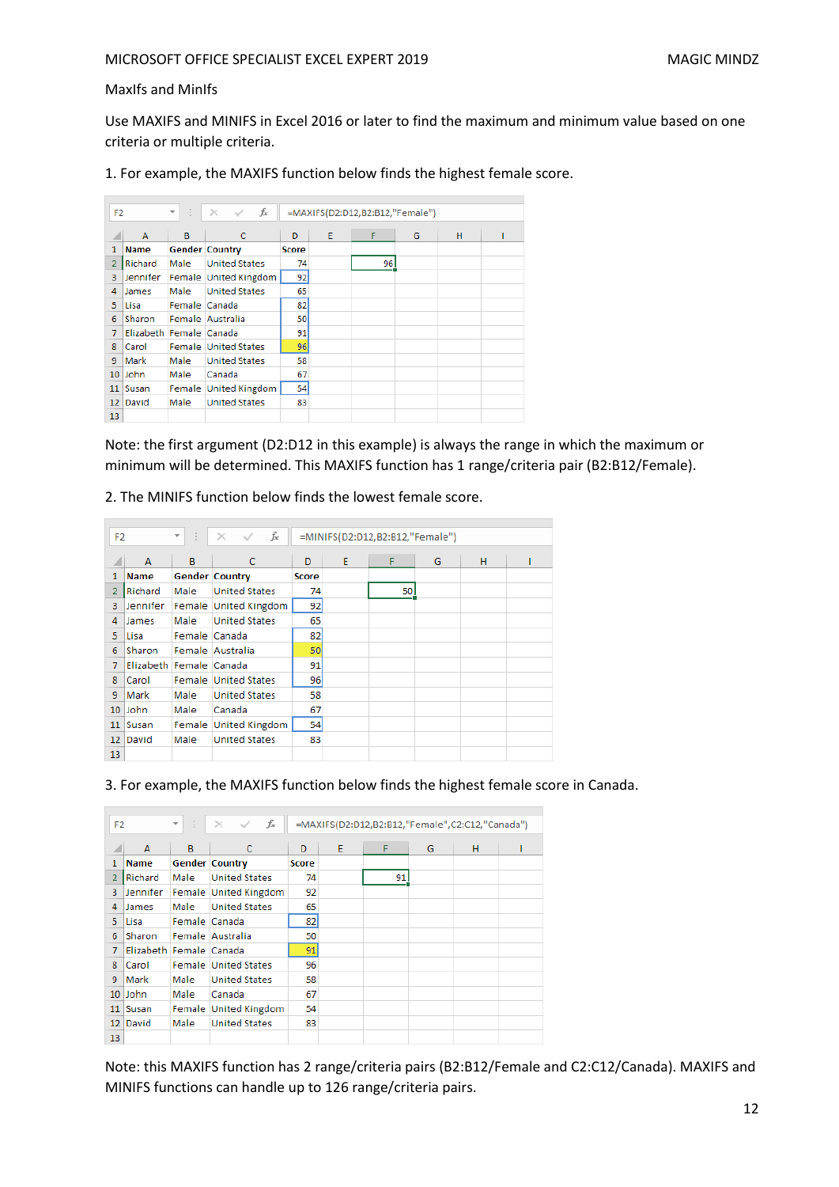MaxIfs and MinIfs

Use MAXIFS and MINIFS in Excel 2016 or later to find the maximum and minimum value based on one criteria or multiple criteria.

1. For example, the MAXIFS function below finds the highest female score.

F2: =MAXIFS(D2:D12,B2:B12,"Female")

| | A | B | C | D | E | F |
|---|---|---|---|---|---|---|
| 1 | Name | Gender | Country | Score | | |
| 2 | Richard | Male | United States | 74 | | 96 |
| 3 | Jennifer | Female | United Kingdom | 92 | | |
| 4 | James | Male | United States | 65 | | |
| 5 | Lisa | Female | Canada | 82 | | |
| 6 | Sharon | Female | Australia | 50 | | |
| 7 | Elizabeth | Female | Canada | 91 | | |
| 8 | Carol | Female | United States | 96 | | |
| 9 | Mark | Male | United States | 58 | | |
| 10 | John | Male | Canada | 67 | | |
| 11 | Susan | Female | United Kingdom | 54 | | |
| 12 | David | Male | United States | 83 | | |

Note: the first argument (D2:D12 in this example) is always the range in which the maximum or minimum will be determined. This MAXIFS function has 1 range/criteria pair (B2:B12/Female).

2. The MINIFS function below finds the lowest female score.

F2: =MINIFS(D2:D12,B2:B12,"Female")

| | A | B | C | D | E | F |
|---|---|---|---|---|---|---|
| 1 | Name | Gender | Country | Score | | |
| 2 | Richard | Male | United States | 74 | | 50 |
| 3 | Jennifer | Female | United Kingdom | 92 | | |
| 4 | James | Male | United States | 65 | | |
| 5 | Lisa | Female | Canada | 82 | | |
| 6 | Sharon | Female | Australia | 50 | | |
| 7 | Elizabeth | Female | Canada | 91 | | |
| 8 | Carol | Female | United States | 96 | | |
| 9 | Mark | Male | United States | 58 | | |
| 10 | John | Male | Canada | 67 | | |
| 11 | Susan | Female | United Kingdom | 54 | | |
| 12 | David | Male | United States | 83 | | |

3. For example, the MAXIFS function below finds the highest female score in Canada.

F2: =MAXIFS(D2:D12,B2:B12,"Female",C2:C12,"Canada")

| | A | B | C | D | E | F |
|---|---|---|---|---|---|---|
| 1 | Name | Gender | Country | Score | | |
| 2 | Richard | Male | United States | 74 | | 91 |
| 3 | Jennifer | Female | United Kingdom | 92 | | |
| 4 | James | Male | United States | 65 | | |
| 5 | Lisa | Female | Canada | 82 | | |
| 6 | Sharon | Female | Australia | 50 | | |
| 7 | Elizabeth | Female | Canada | 91 | | |
| 8 | Carol | Female | United States | 96 | | |
| 9 | Mark | Male | United States | 58 | | |
| 10 | John | Male | Canada | 67 | | |
| 11 | Susan | Female | United Kingdom | 54 | | |
| 12 | David | Male | United States | 83 | | |

Note: this MAXIFS function has 2 range/criteria pairs (B2:B12/Female and C2:C12/Canada). MAXIFS and MINIFS functions can handle up to 126 range/criteria pairs.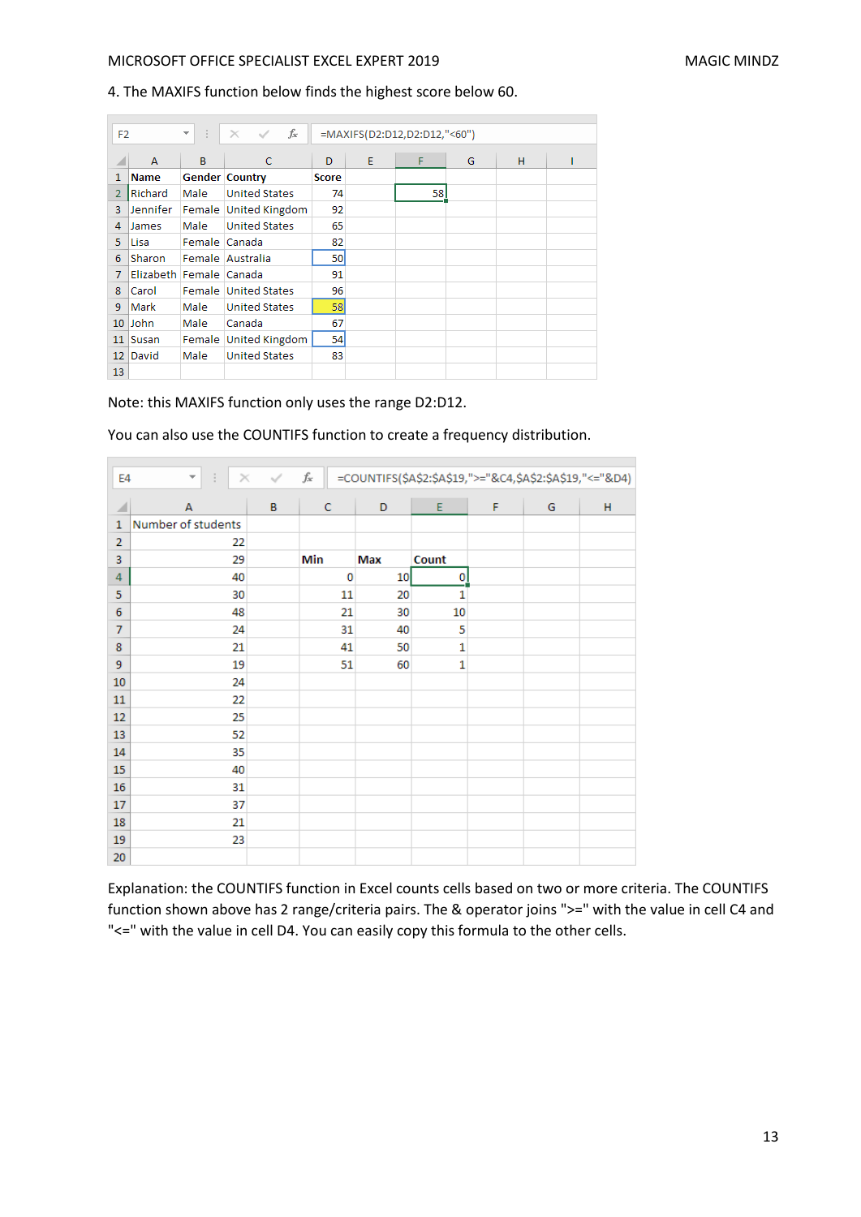4. The MAXIFS function below finds the highest score below 60.

F2 `=MAXIFS(D2:D12,D2:D12,"<60")`

| | A | B | C | D | E | F | G | H | I |
|---|---|---|---|---|---|---|---|---|---|
| 1 | **Name** | **Gender** | **Country** | **Score** | | | | | |
| 2 | Richard | Male | United States | 74 | | 58 | | | |
| 3 | Jennifer | Female | United Kingdom | 92 | | | | | |
| 4 | James | Male | United States | 65 | | | | | |
| 5 | Lisa | Female | Canada | 82 | | | | | |
| 6 | Sharon | Female | Australia | 50 | | | | | |
| 7 | Elizabeth | Female | Canada | 91 | | | | | |
| 8 | Carol | Female | United States | 96 | | | | | |
| 9 | Mark | Male | United States | 58 | | | | | |
| 10 | John | Male | Canada | 67 | | | | | |
| 11 | Susan | Female | United Kingdom | 54 | | | | | |
| 12 | David | Male | United States | 83 | | | | | |
| 13 | | | | | | | | | |

Note: this MAXIFS function only uses the range D2:D12.

You can also use the COUNTIFS function to create a frequency distribution.

E4 `=COUNTIFS($A$2:$A$19,">="&C4,$A$2:$A$19,"<="&D4)`

| | A | B | C | D | E | F | G | H |
|---|---|---|---|---|---|---|---|---|
| 1 | Number of students | | | | | | | |
| 2 | 22 | | | | | | | |
| 3 | 29 | | **Min** | **Max** | **Count** | | | |
| 4 | 40 | | 0 | 10 | 0 | | | |
| 5 | 30 | | 11 | 20 | 1 | | | |
| 6 | 48 | | 21 | 30 | 10 | | | |
| 7 | 24 | | 31 | 40 | 5 | | | |
| 8 | 21 | | 41 | 50 | 1 | | | |
| 9 | 19 | | 51 | 60 | 1 | | | |
| 10 | 24 | | | | | | | |
| 11 | 22 | | | | | | | |
| 12 | 25 | | | | | | | |
| 13 | 52 | | | | | | | |
| 14 | 35 | | | | | | | |
| 15 | 40 | | | | | | | |
| 16 | 31 | | | | | | | |
| 17 | 37 | | | | | | | |
| 18 | 21 | | | | | | | |
| 19 | 23 | | | | | | | |
| 20 | | | | | | | | |

Explanation: the COUNTIFS function in Excel counts cells based on two or more criteria. The COUNTIFS function shown above has 2 range/criteria pairs. The & operator joins ">=" with the value in cell C4 and "<=" with the value in cell D4. You can easily copy this formula to the other cells.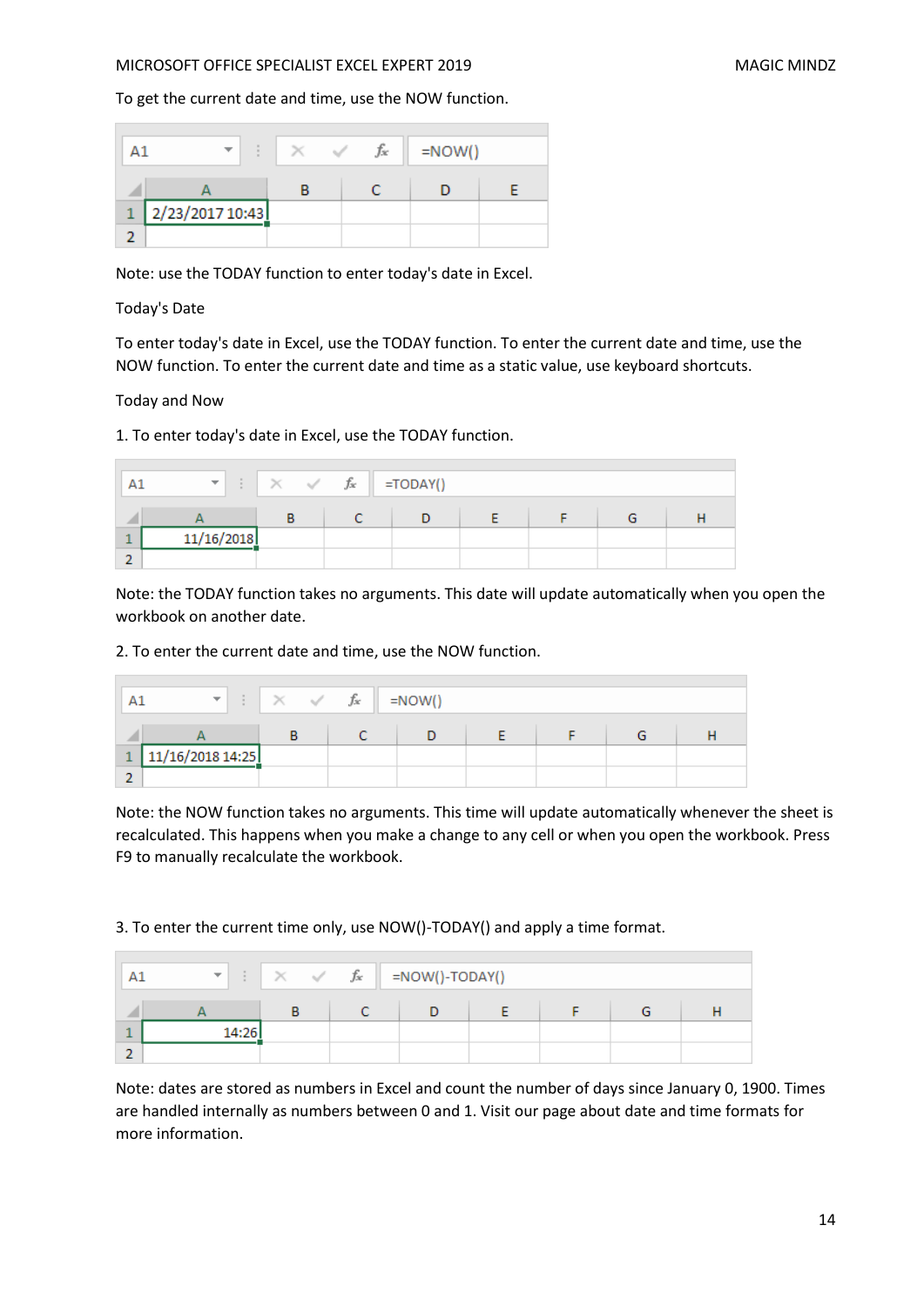To get the current date and time, use the NOW function.

| A1 | =NOW() |
|---|---|
| 1 | 2/23/2017 10:43 |

Note: use the TODAY function to enter today's date in Excel.

Today's Date

To enter today's date in Excel, use the TODAY function. To enter the current date and time, use the NOW function. To enter the current date and time as a static value, use keyboard shortcuts.

Today and Now

1. To enter today's date in Excel, use the TODAY function.

| A1 | =TODAY() |
|---|---|
| 1 | 11/16/2018 |

Note: the TODAY function takes no arguments. This date will update automatically when you open the workbook on another date.

2. To enter the current date and time, use the NOW function.

| A1 | =NOW() |
|---|---|
| 1 | 11/16/2018 14:25 |

Note: the NOW function takes no arguments. This time will update automatically whenever the sheet is recalculated. This happens when you make a change to any cell or when you open the workbook. Press F9 to manually recalculate the workbook.

3. To enter the current time only, use NOW()-TODAY() and apply a time format.

| A1 | =NOW()-TODAY() |
|---|---|
| 1 | 14:26 |

Note: dates are stored as numbers in Excel and count the number of days since January 0, 1900. Times are handled internally as numbers between 0 and 1. Visit our page about date and time formats for more information.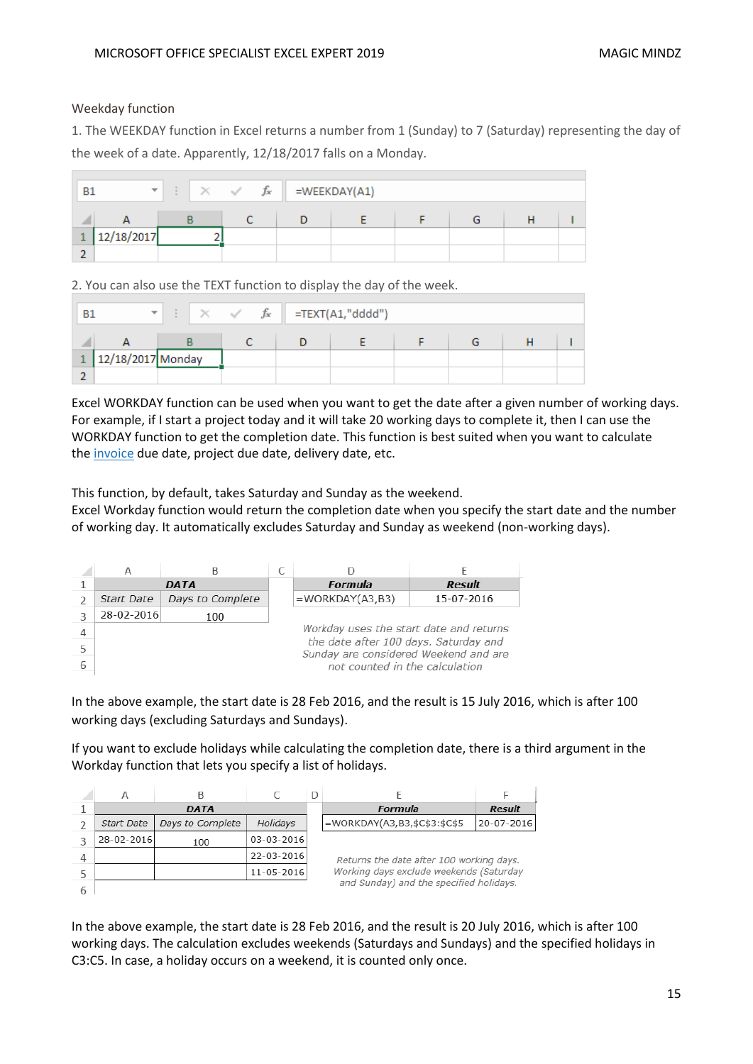Weekday function

1. The WEEKDAY function in Excel returns a number from 1 (Sunday) to 7 (Saturday) representing the day of the week of a date. Apparently, 12/18/2017 falls on a Monday.

B1 | =WEEKDAY(A1)

| | A | B | C | D | E | F | G | H | I |
|---|---|---|---|---|---|---|---|---|---|
| 1 | 12/18/2017 | 2 | | | | | | | |
| 2 | | | | | | | | | |

2. You can also use the TEXT function to display the day of the week.

B1 | =TEXT(A1,"dddd")

| | A | B | C | D | E | F | G | H | I |
|---|---|---|---|---|---|---|---|---|---|
| 1 | 12/18/2017 | Monday | | | | | | | |
| 2 | | | | | | | | | |

Excel WORKDAY function can be used when you want to get the date after a given number of working days. For example, if I start a project today and it will take 20 working days to complete it, then I can use the WORKDAY function to get the completion date. This function is best suited when you want to calculate the invoice due date, project due date, delivery date, etc.

This function, by default, takes Saturday and Sunday as the weekend.
Excel Workday function would return the completion date when you specify the start date and the number of working day. It automatically excludes Saturday and Sunday as weekend (non-working days).

| | A | B | C | D | E |
|---|---|---|---|---|---|
| 1 | ***DATA*** | | | ***Formula*** | ***Result*** |
| 2 | *Start Date* | *Days to Complete* | | =WORKDAY(A3,B3) | 15-07-2016 |
| 3 | 28-02-2016 | 100 | | | |
| 4 | | | | | |
| 5 | | | | | |
| 6 | | | | | |

*Workday uses the start date and returns the date after 100 days. Saturday and Sunday are considered Weekend and are not counted in the calculation*

In the above example, the start date is 28 Feb 2016, and the result is 15 July 2016, which is after 100 working days (excluding Saturdays and Sundays).

If you want to exclude holidays while calculating the completion date, there is a third argument in the Workday function that lets you specify a list of holidays.

| | A | B | C | D | E | F |
|---|---|---|---|---|---|---|
| 1 | ***DATA*** | | | | ***Formula*** | ***Result*** |
| 2 | *Start Date* | *Days to Complete* | *Holidays* | | =WORKDAY(A3,B3,$C$3:$C$5 | 20-07-2016 |
| 3 | 28-02-2016 | 100 | 03-03-2016 | | | |
| 4 | | | 22-03-2016 | | | |
| 5 | | | 11-05-2016 | | | |
| 6 | | | | | | |

*Returns the date after 100 working days. Working days exclude weekends (Saturday and Sunday) and the specified holidays.*

In the above example, the start date is 28 Feb 2016, and the result is 20 July 2016, which is after 100 working days. The calculation excludes weekends (Saturdays and Sundays) and the specified holidays in C3:C5. In case, a holiday occurs on a weekend, it is counted only once.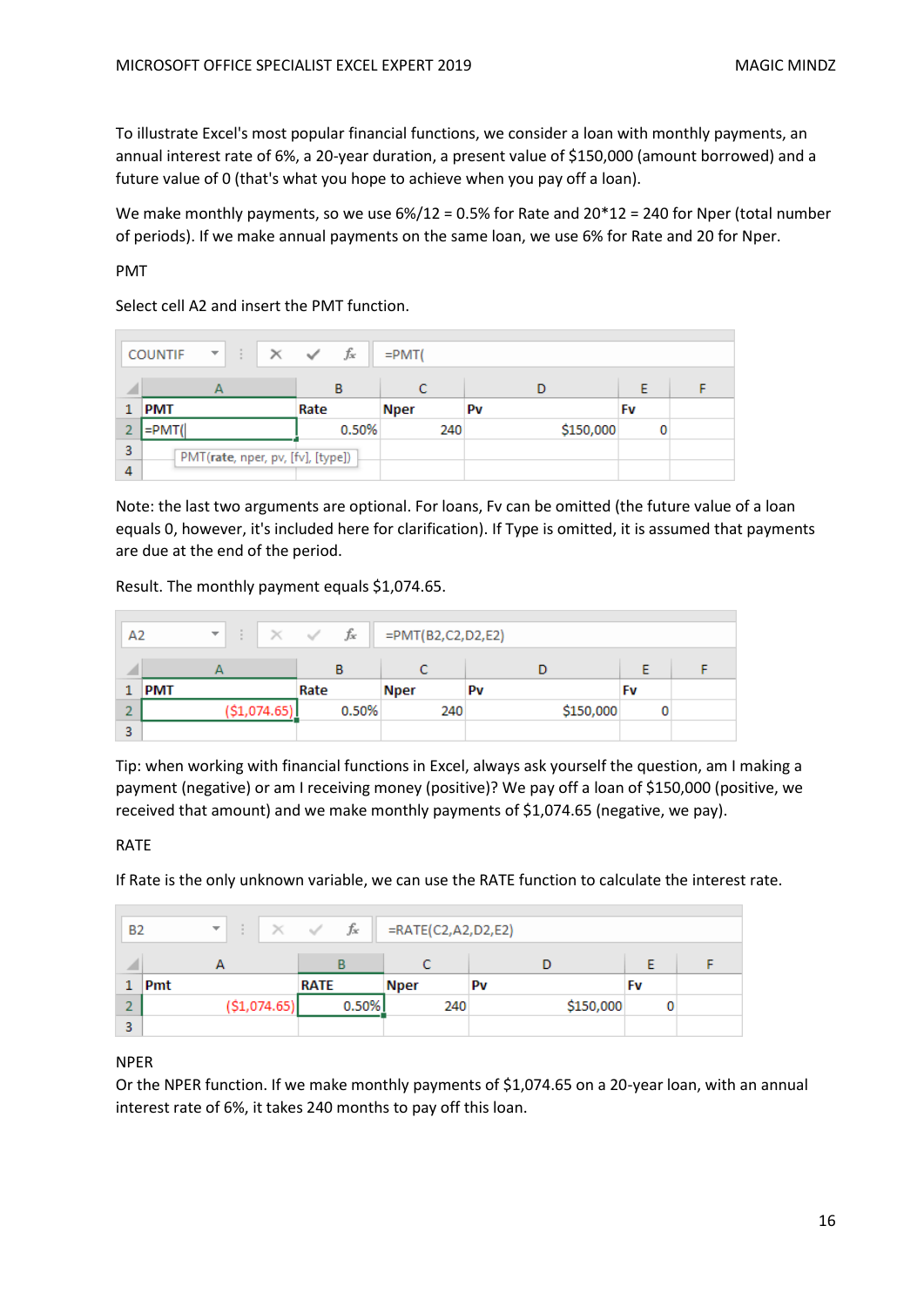To illustrate Excel's most popular financial functions, we consider a loan with monthly payments, an annual interest rate of 6%, a 20-year duration, a present value of $150,000 (amount borrowed) and a future value of 0 (that's what you hope to achieve when you pay off a loan).

We make monthly payments, so we use 6%/12 = 0.5% for Rate and 20*12 = 240 for Nper (total number of periods). If we make annual payments on the same loan, we use 6% for Rate and 20 for Nper.

PMT

Select cell A2 and insert the PMT function.

Formula bar: `=PMT(`

| | A | B | C | D | E | F |
|---|---|---|---|---|---|---|
| 1 | **PMT** | **Rate** | **Nper** | **Pv** | **Fv** | |
| 2 | =PMT( | 0.50% | 240 | $150,000 | 0 | |
| 3 | PMT(**rate**, nper, pv, [fv], [type]) | | | | | |
| 4 | | | | | | |

Note: the last two arguments are optional. For loans, Fv can be omitted (the future value of a loan equals 0, however, it's included here for clarification). If Type is omitted, it is assumed that payments are due at the end of the period.

Result. The monthly payment equals $1,074.65.

Formula bar (A2): `=PMT(B2,C2,D2,E2)`

| | A | B | C | D | E | F |
|---|---|---|---|---|---|---|
| 1 | **PMT** | **Rate** | **Nper** | **Pv** | **Fv** | |
| 2 | ($1,074.65) | 0.50% | 240 | $150,000 | 0 | |
| 3 | | | | | | |

Tip: when working with financial functions in Excel, always ask yourself the question, am I making a payment (negative) or am I receiving money (positive)? We pay off a loan of $150,000 (positive, we received that amount) and we make monthly payments of $1,074.65 (negative, we pay).

RATE

If Rate is the only unknown variable, we can use the RATE function to calculate the interest rate.

Formula bar (B2): `=RATE(C2,A2,D2,E2)`

| | A | B | C | D | E | F |
|---|---|---|---|---|---|---|
| 1 | **Pmt** | **RATE** | **Nper** | **Pv** | **Fv** | |
| 2 | ($1,074.65) | 0.50% | 240 | $150,000 | 0 | |
| 3 | | | | | | |

NPER

Or the NPER function. If we make monthly payments of $1,074.65 on a 20-year loan, with an annual interest rate of 6%, it takes 240 months to pay off this loan.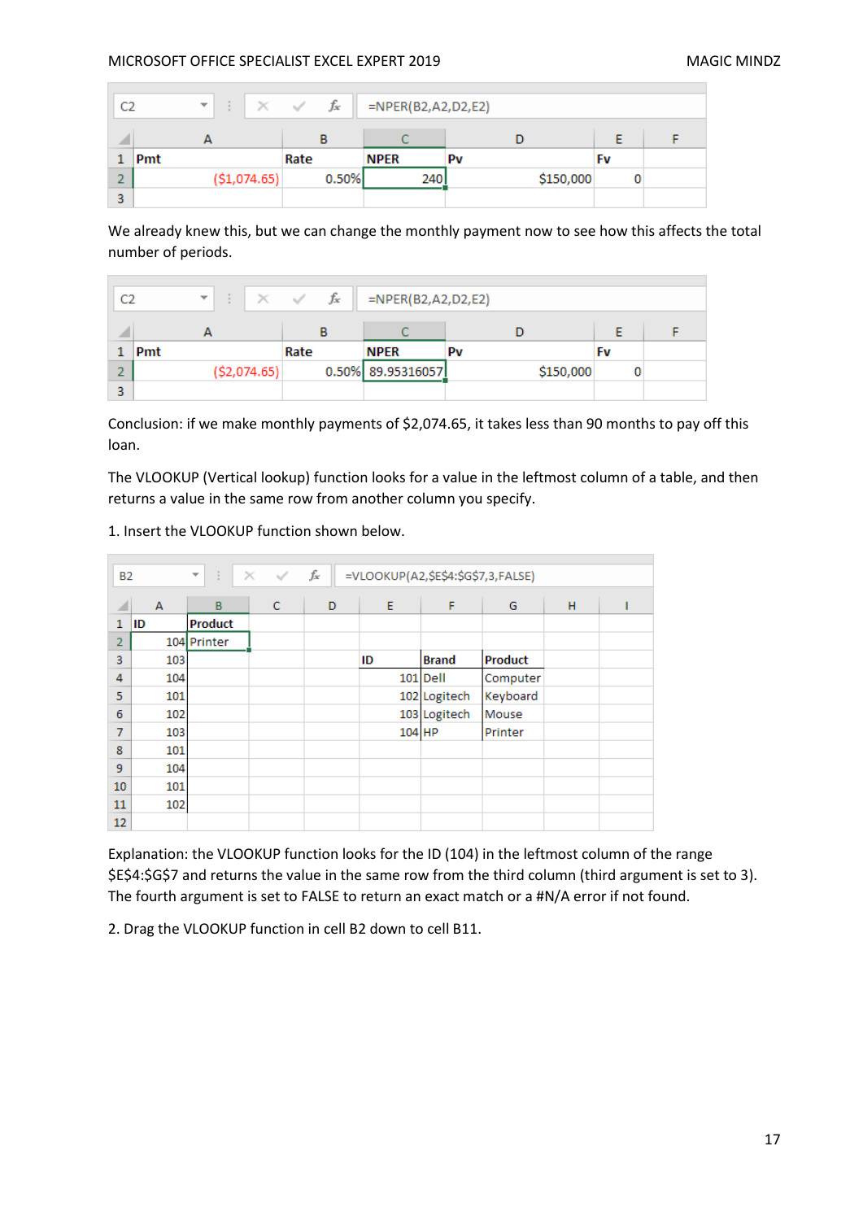| | A | B | C | D | E | F |
|---|---|---|---|---|---|---|
| 1 | Pmt | Rate | NPER | Pv | Fv | |
| 2 | ($1,074.65) | 0.50% | 240 | $150,000 | 0 | |
| 3 | | | | | | |

Formula bar (C2): =NPER(B2,A2,D2,E2)

We already knew this, but we can change the monthly payment now to see how this affects the total number of periods.

| | A | B | C | D | E | F |
|---|---|---|---|---|---|---|
| 1 | Pmt | Rate | NPER | Pv | Fv | |
| 2 | ($2,074.65) | 0.50% | 89.95316057 | $150,000 | 0 | |
| 3 | | | | | | |

Formula bar (C2): =NPER(B2,A2,D2,E2)

Conclusion: if we make monthly payments of $2,074.65, it takes less than 90 months to pay off this loan.

The VLOOKUP (Vertical lookup) function looks for a value in the leftmost column of a table, and then returns a value in the same row from another column you specify.

1. Insert the VLOOKUP function shown below.

Formula bar (B2): =VLOOKUP(A2,$E$4:$G$7,3,FALSE)

| | A | B | C | D | E | F | G | H | I |
|---|---|---|---|---|---|---|---|---|---|
| 1 | ID | Product | | | | | | | |
| 2 | 104 | Printer | | | | | | | |
| 3 | 103 | | | | ID | Brand | Product | | |
| 4 | 104 | | | | 101 | Dell | Computer | | |
| 5 | 101 | | | | 102 | Logitech | Keyboard | | |
| 6 | 102 | | | | 103 | Logitech | Mouse | | |
| 7 | 103 | | | | 104 | HP | Printer | | |
| 8 | 101 | | | | | | | | |
| 9 | 104 | | | | | | | | |
| 10 | 101 | | | | | | | | |
| 11 | 102 | | | | | | | | |
| 12 | | | | | | | | | |

Explanation: the VLOOKUP function looks for the ID (104) in the leftmost column of the range $E$4:$G$7 and returns the value in the same row from the third column (third argument is set to 3). The fourth argument is set to FALSE to return an exact match or a #N/A error if not found.

2. Drag the VLOOKUP function in cell B2 down to cell B11.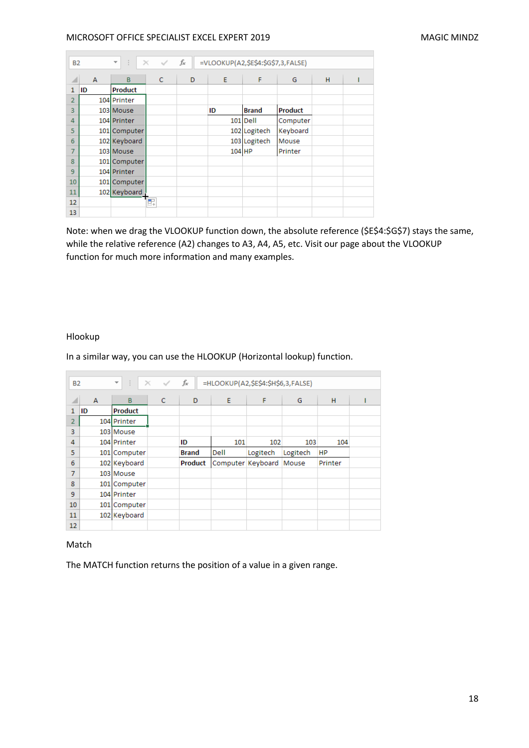B2 =VLOOKUP(A2,$E$4:$G$7,3,FALSE)

| | A | B | C | D | E | F | G | H | I |
|---|---|---|---|---|---|---|---|---|---|
| 1 | ID | Product | | | | | | | |
| 2 | 104 | Printer | | | | | | | |
| 3 | 103 | Mouse | | | ID | Brand | Product | | |
| 4 | 104 | Printer | | | 101 | Dell | Computer | | |
| 5 | 101 | Computer | | | 102 | Logitech | Keyboard | | |
| 6 | 102 | Keyboard | | | 103 | Logitech | Mouse | | |
| 7 | 103 | Mouse | | | 104 | HP | Printer | | |
| 8 | 101 | Computer | | | | | | | |
| 9 | 104 | Printer | | | | | | | |
| 10 | 101 | Computer | | | | | | | |
| 11 | 102 | Keyboard | | | | | | | |
| 12 | | | | | | | | | |
| 13 | | | | | | | | | |

Note: when we drag the VLOOKUP function down, the absolute reference ($E$4:$G$7) stays the same, while the relative reference (A2) changes to A3, A4, A5, etc. Visit our page about the VLOOKUP function for much more information and many examples.

Hlookup

In a similar way, you can use the HLOOKUP (Horizontal lookup) function.

B2 =HLOOKUP(A2,$E$4:$H$6,3,FALSE)

| | A | B | C | D | E | F | G | H | I |
|---|---|---|---|---|---|---|---|---|---|
| 1 | ID | Product | | | | | | | |
| 2 | 104 | Printer | | | | | | | |
| 3 | 103 | Mouse | | | | | | | |
| 4 | 104 | Printer | | ID | 101 | 102 | 103 | 104 | |
| 5 | 101 | Computer | | Brand | Dell | Logitech | Logitech | HP | |
| 6 | 102 | Keyboard | | Product | Computer | Keyboard | Mouse | Printer | |
| 7 | 103 | Mouse | | | | | | | |
| 8 | 101 | Computer | | | | | | | |
| 9 | 104 | Printer | | | | | | | |
| 10 | 101 | Computer | | | | | | | |
| 11 | 102 | Keyboard | | | | | | | |
| 12 | | | | | | | | | |

Match

The MATCH function returns the position of a value in a given range.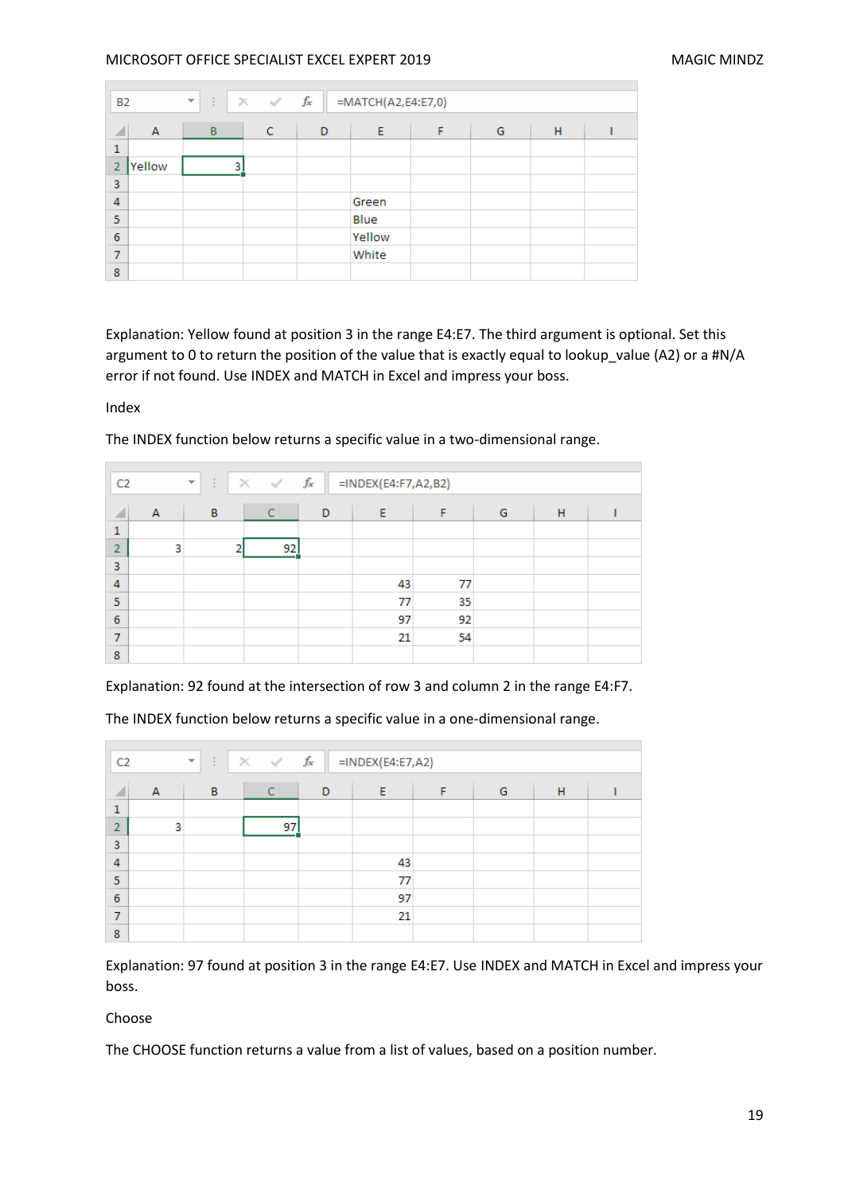| | A | B | C | D | E | F | G | H | I |
|---|---|---|---|---|---|---|---|---|---|
| 1 | | | | | | | | | |
| 2 | Yellow | 3 | | | | | | | |
| 3 | | | | | | | | | |
| 4 | | | | | Green | | | | |
| 5 | | | | | Blue | | | | |
| 6 | | | | | Yellow | | | | |
| 7 | | | | | White | | | | |
| 8 | | | | | | | | | |

B2: =MATCH(A2,E4:E7,0)

Explanation: Yellow found at position 3 in the range E4:E7. The third argument is optional. Set this argument to 0 to return the position of the value that is exactly equal to lookup_value (A2) or a #N/A error if not found. Use INDEX and MATCH in Excel and impress your boss.

Index

The INDEX function below returns a specific value in a two-dimensional range.

C2: =INDEX(E4:F7,A2,B2)

| | A | B | C | D | E | F | G | H | I |
|---|---|---|---|---|---|---|---|---|---|
| 1 | | | | | | | | | |
| 2 | 3 | 2 | 92 | | | | | | |
| 3 | | | | | | | | | |
| 4 | | | | | 43 | 77 | | | |
| 5 | | | | | 77 | 35 | | | |
| 6 | | | | | 97 | 92 | | | |
| 7 | | | | | 21 | 54 | | | |
| 8 | | | | | | | | | |

Explanation: 92 found at the intersection of row 3 and column 2 in the range E4:F7.

The INDEX function below returns a specific value in a one-dimensional range.

C2: =INDEX(E4:E7,A2)

| | A | B | C | D | E | F | G | H | I |
|---|---|---|---|---|---|---|---|---|---|
| 1 | | | | | | | | | |
| 2 | 3 | | 97 | | | | | | |
| 3 | | | | | | | | | |
| 4 | | | | | 43 | | | | |
| 5 | | | | | 77 | | | | |
| 6 | | | | | 97 | | | | |
| 7 | | | | | 21 | | | | |
| 8 | | | | | | | | | |

Explanation: 97 found at position 3 in the range E4:E7. Use INDEX and MATCH in Excel and impress your boss.

Choose

The CHOOSE function returns a value from a list of values, based on a position number.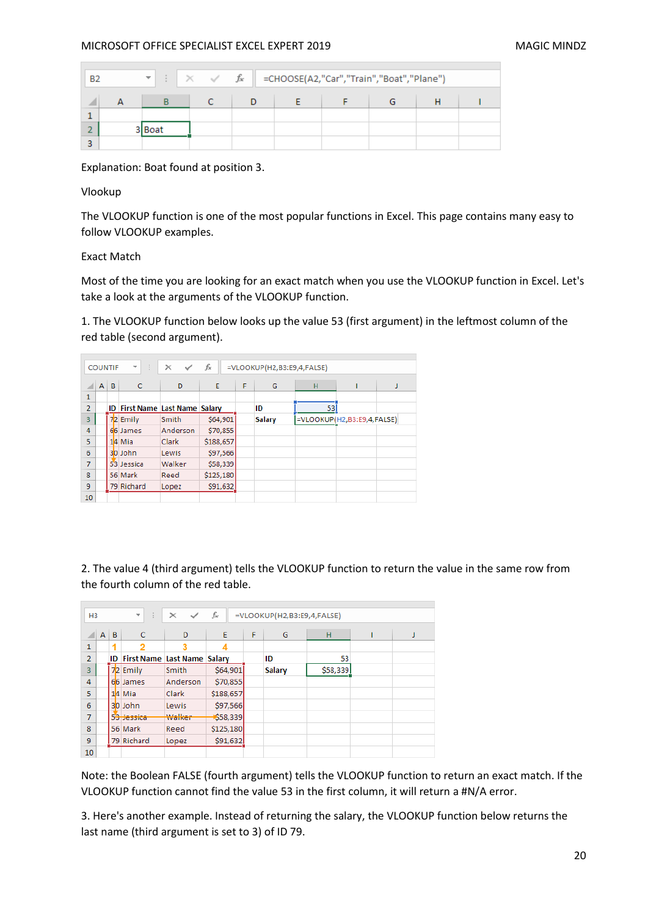Explanation: Boat found at position 3.

Vlookup

The VLOOKUP function is one of the most popular functions in Excel. This page contains many easy to follow VLOOKUP examples.

Exact Match

Most of the time you are looking for an exact match when you use the VLOOKUP function in Excel. Let's take a look at the arguments of the VLOOKUP function.

1. The VLOOKUP function below looks up the value 53 (first argument) in the leftmost column of the red table (second argument).

2. The value 4 (third argument) tells the VLOOKUP function to return the value in the same row from the fourth column of the red table.

Note: the Boolean FALSE (fourth argument) tells the VLOOKUP function to return an exact match. If the VLOOKUP function cannot find the value 53 in the first column, it will return a #N/A error.

3. Here's another example. Instead of returning the salary, the VLOOKUP function below returns the last name (third argument is set to 3) of ID 79.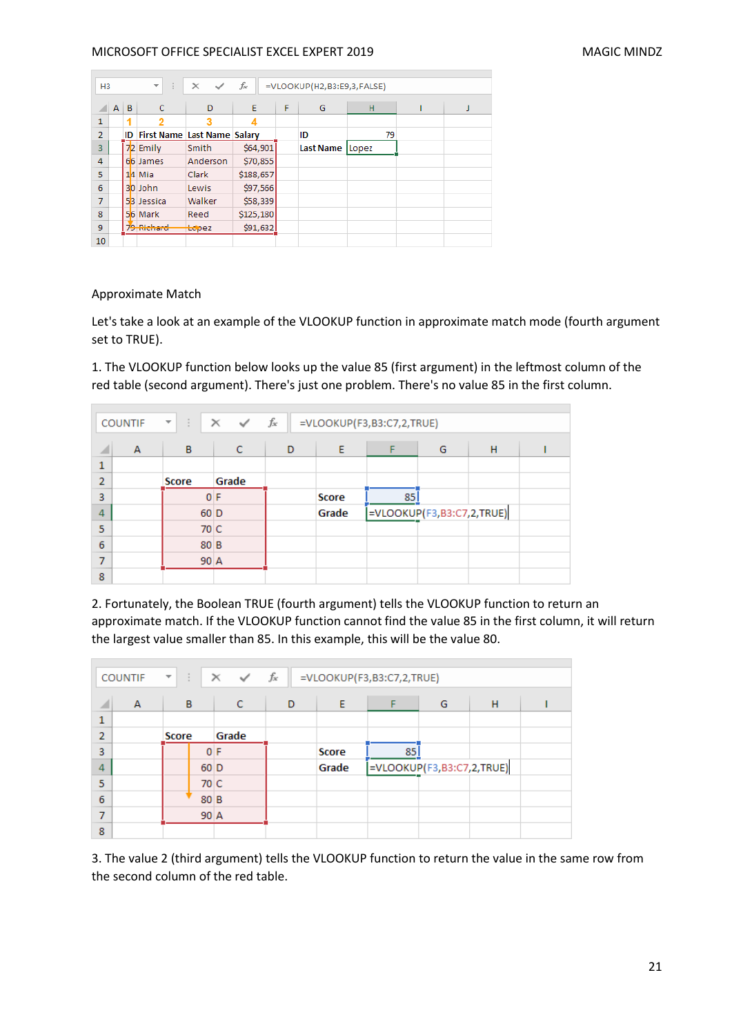| | A | B | C | D | E | F | G | H |
|---|---|---|---|---|---|---|---|---|
| 1 | | 1 | 2 | 3 | 4 | | | |
| 2 | | ID | First Name | Last Name | Salary | | ID | 79 |
| 3 | | 72 | Emily | Smith | $64,901 | | Last Name | Lopez |
| 4 | | 66 | James | Anderson | $70,855 | | | |
| 5 | | 14 | Mia | Clark | $188,657 | | | |
| 6 | | 30 | John | Lewis | $97,566 | | | |
| 7 | | 53 | Jessica | Walker | $58,339 | | | |
| 8 | | 56 | Mark | Reed | $125,180 | | | |
| 9 | | 79 | Richard | Lopez | $91,632 | | | |

Formula in H3: =VLOOKUP(H2,B3:E9,3,FALSE)

Approximate Match

Let's take a look at an example of the VLOOKUP function in approximate match mode (fourth argument set to TRUE).

1. The VLOOKUP function below looks up the value 85 (first argument) in the leftmost column of the red table (second argument). There's just one problem. There's no value 85 in the first column.

| | A | B | C | D | E | F |
|---|---|---|---|---|---|---|
| 2 | | Score | Grade | | | |
| 3 | | 0 | F | | Score | 85 |
| 4 | | 60 | D | | Grade | =VLOOKUP(F3,B3:C7,2,TRUE) |
| 5 | | 70 | C | | | |
| 6 | | 80 | B | | | |
| 7 | | 90 | A | | | |

2. Fortunately, the Boolean TRUE (fourth argument) tells the VLOOKUP function to return an approximate match. If the VLOOKUP function cannot find the value 85 in the first column, it will return the largest value smaller than 85. In this example, this will be the value 80.

| | A | B | C | D | E | F |
|---|---|---|---|---|---|---|
| 2 | | Score | Grade | | | |
| 3 | | 0 | F | | Score | 85 |
| 4 | | 60 | D | | Grade | =VLOOKUP(F3,B3:C7,2,TRUE) |
| 5 | | 70 | C | | | |
| 6 | | 80 | B | | | |
| 7 | | 90 | A | | | |

3. The value 2 (third argument) tells the VLOOKUP function to return the value in the same row from the second column of the red table.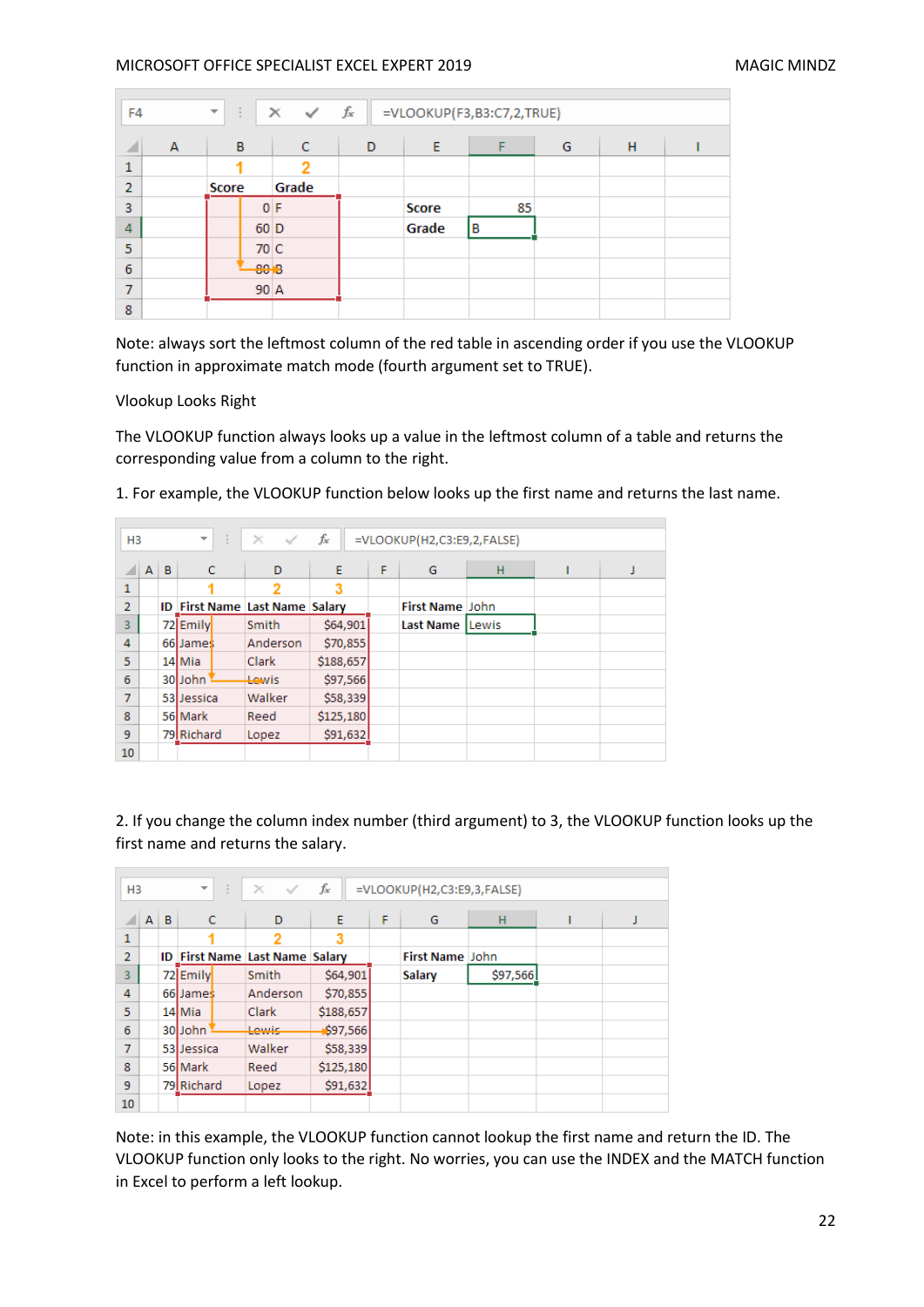| F4 | =VLOOKUP(F3,B3:C7,2,TRUE) | | | | | | |
|---|---|---|---|---|---|---|---|
| | A | B | C | D | E | F | G |
| 1 | | 1 | 2 | | | | |
| 2 | | Score | Grade | | | | |
| 3 | | 0 | F | | Score | 85 | |
| 4 | | 60 | D | | Grade | B | |
| 5 | | 70 | C | | | | |
| 6 | | 80 | B | | | | |
| 7 | | 90 | A | | | | |

Note: always sort the leftmost column of the red table in ascending order if you use the VLOOKUP function in approximate match mode (fourth argument set to TRUE).

Vlookup Looks Right

The VLOOKUP function always looks up a value in the leftmost column of a table and returns the corresponding value from a column to the right.

1. For example, the VLOOKUP function below looks up the first name and returns the last name.

| H3 | =VLOOKUP(H2,C3:E9,2,FALSE) | | | | | | |
|---|---|---|---|---|---|---|---|
| | B | C | D | E | F | G | H |
| 1 | | 1 | 2 | 3 | | | |
| 2 | ID | First Name | Last Name | Salary | | First Name | John |
| 3 | 72 | Emily | Smith | $64,901 | | Last Name | Lewis |
| 4 | 66 | James | Anderson | $70,855 | | | |
| 5 | 14 | Mia | Clark | $188,657 | | | |
| 6 | 30 | John | Lewis | $97,566 | | | |
| 7 | 53 | Jessica | Walker | $58,339 | | | |
| 8 | 56 | Mark | Reed | $125,180 | | | |
| 9 | 79 | Richard | Lopez | $91,632 | | | |

2. If you change the column index number (third argument) to 3, the VLOOKUP function looks up the first name and returns the salary.

| H3 | =VLOOKUP(H2,C3:E9,3,FALSE) | | | | | | |
|---|---|---|---|---|---|---|---|
| | B | C | D | E | F | G | H |
| 1 | | 1 | 2 | 3 | | | |
| 2 | ID | First Name | Last Name | Salary | | First Name | John |
| 3 | 72 | Emily | Smith | $64,901 | | Salary | $97,566 |
| 4 | 66 | James | Anderson | $70,855 | | | |
| 5 | 14 | Mia | Clark | $188,657 | | | |
| 6 | 30 | John | Lewis | $97,566 | | | |
| 7 | 53 | Jessica | Walker | $58,339 | | | |
| 8 | 56 | Mark | Reed | $125,180 | | | |
| 9 | 79 | Richard | Lopez | $91,632 | | | |

Note: in this example, the VLOOKUP function cannot lookup the first name and return the ID. The VLOOKUP function only looks to the right. No worries, you can use the INDEX and the MATCH function in Excel to perform a left lookup.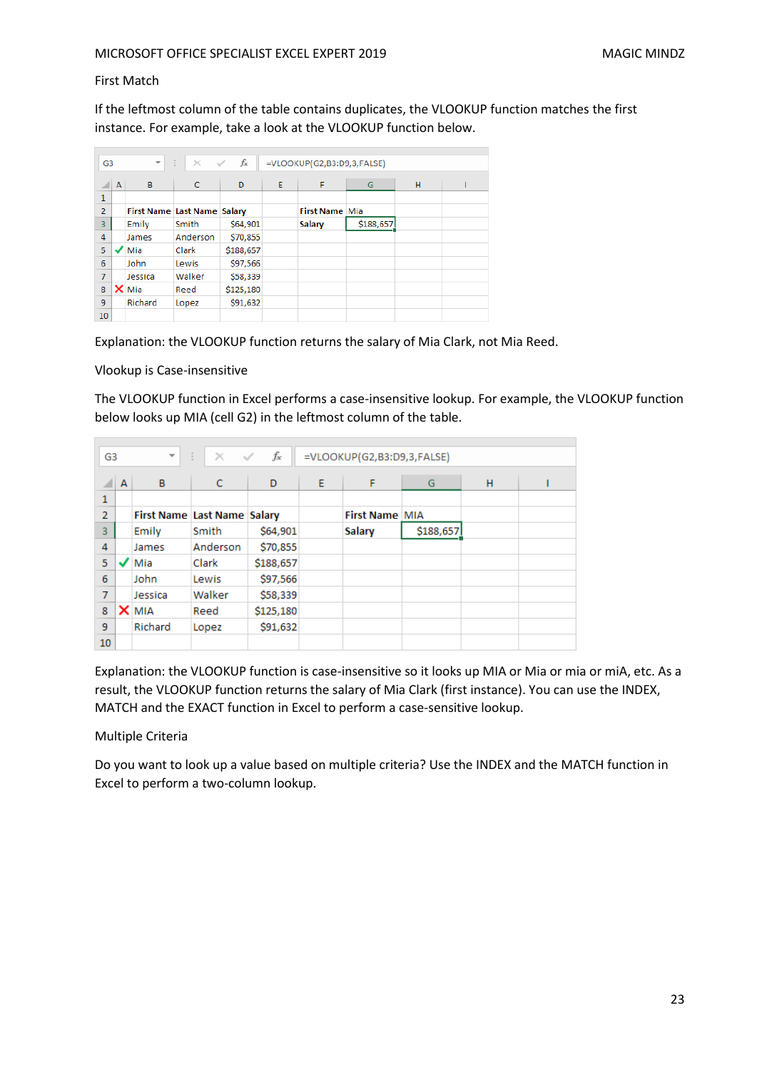First Match

If the leftmost column of the table contains duplicates, the VLOOKUP function matches the first instance. For example, take a look at the VLOOKUP function below.

G3: `=VLOOKUP(G2,B3:D9,3,FALSE)`

| | A | B | C | D | E | F | G | H | I |
|---|---|---|---|---|---|---|---|---|---|
| 1 | | | | | | | | | |
| 2 | | First Name | Last Name | Salary | | First Name | Mia | | |
| 3 | | Emily | Smith | $64,901 | | Salary | $188,657 | | |
| 4 | | James | Anderson | $70,855 | | | | | |
| 5 | ✓ | Mia | Clark | $188,657 | | | | | |
| 6 | | John | Lewis | $97,566 | | | | | |
| 7 | | Jessica | Walker | $58,339 | | | | | |
| 8 | ✗ | Mia | Reed | $125,180 | | | | | |
| 9 | | Richard | Lopez | $91,632 | | | | | |
| 10 | | | | | | | | | |

Explanation: the VLOOKUP function returns the salary of Mia Clark, not Mia Reed.

Vlookup is Case-insensitive

The VLOOKUP function in Excel performs a case-insensitive lookup. For example, the VLOOKUP function below looks up MIA (cell G2) in the leftmost column of the table.

G3: `=VLOOKUP(G2,B3:D9,3,FALSE)`

| | A | B | C | D | E | F | G | H | I |
|---|---|---|---|---|---|---|---|---|---|
| 1 | | | | | | | | | |
| 2 | | First Name | Last Name | Salary | | First Name | MIA | | |
| 3 | | Emily | Smith | $64,901 | | Salary | $188,657 | | |
| 4 | | James | Anderson | $70,855 | | | | | |
| 5 | ✓ | Mia | Clark | $188,657 | | | | | |
| 6 | | John | Lewis | $97,566 | | | | | |
| 7 | | Jessica | Walker | $58,339 | | | | | |
| 8 | ✗ | MIA | Reed | $125,180 | | | | | |
| 9 | | Richard | Lopez | $91,632 | | | | | |
| 10 | | | | | | | | | |

Explanation: the VLOOKUP function is case-insensitive so it looks up MIA or Mia or mia or miA, etc. As a result, the VLOOKUP function returns the salary of Mia Clark (first instance). You can use the INDEX, MATCH and the EXACT function in Excel to perform a case-sensitive lookup.

Multiple Criteria

Do you want to look up a value based on multiple criteria? Use the INDEX and the MATCH function in Excel to perform a two-column lookup.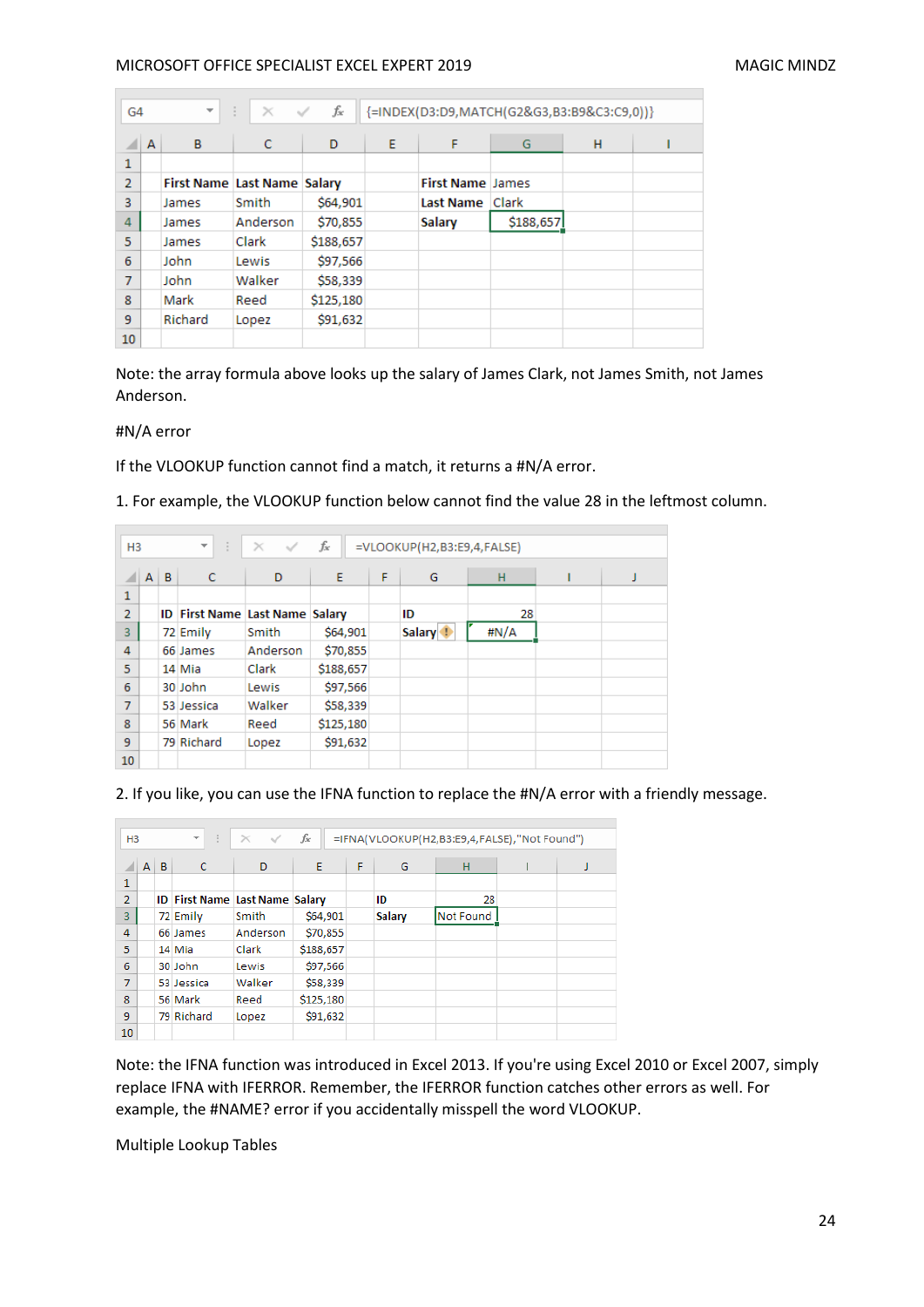G4 | {=INDEX(D3:D9,MATCH(G2&G3,B3:B9&C3:C9,0))}

| | A | B | C | D | E | F | G | H | I |
|---|---|---|---|---|---|---|---|---|---|
| 1 | | | | | | | | | |
| 2 | | First Name | Last Name | Salary | | First Name | James | | |
| 3 | | James | Smith | $64,901 | | Last Name | Clark | | |
| 4 | | James | Anderson | $70,855 | | Salary | $188,657 | | |
| 5 | | James | Clark | $188,657 | | | | | |
| 6 | | John | Lewis | $97,566 | | | | | |
| 7 | | John | Walker | $58,339 | | | | | |
| 8 | | Mark | Reed | $125,180 | | | | | |
| 9 | | Richard | Lopez | $91,632 | | | | | |
| 10 | | | | | | | | | |

Note: the array formula above looks up the salary of James Clark, not James Smith, not James Anderson.

#N/A error

If the VLOOKUP function cannot find a match, it returns a #N/A error.

1. For example, the VLOOKUP function below cannot find the value 28 in the leftmost column.

H3 | =VLOOKUP(H2,B3:E9,4,FALSE)

| | A | B | C | D | E | F | G | H | I | J |
|---|---|---|---|---|---|---|---|---|---|---|
| 1 | | | | | | | | | | |
| 2 | | ID | First Name | Last Name | Salary | | ID | 28 | | |
| 3 | | 72 | Emily | Smith | $64,901 | | Salary | #N/A | | |
| 4 | | 66 | James | Anderson | $70,855 | | | | | |
| 5 | | 14 | Mia | Clark | $188,657 | | | | | |
| 6 | | 30 | John | Lewis | $97,566 | | | | | |
| 7 | | 53 | Jessica | Walker | $58,339 | | | | | |
| 8 | | 56 | Mark | Reed | $125,180 | | | | | |
| 9 | | 79 | Richard | Lopez | $91,632 | | | | | |
| 10 | | | | | | | | | | |

2. If you like, you can use the IFNA function to replace the #N/A error with a friendly message.

H3 | =IFNA(VLOOKUP(H2,B3:E9,4,FALSE),"Not Found")

| | A | B | C | D | E | F | G | H | I | J |
|---|---|---|---|---|---|---|---|---|---|---|
| 1 | | | | | | | | | | |
| 2 | | ID | First Name | Last Name | Salary | | ID | 28 | | |
| 3 | | 72 | Emily | Smith | $64,901 | | Salary | Not Found | | |
| 4 | | 66 | James | Anderson | $70,855 | | | | | |
| 5 | | 14 | Mia | Clark | $188,657 | | | | | |
| 6 | | 30 | John | Lewis | $97,566 | | | | | |
| 7 | | 53 | Jessica | Walker | $58,339 | | | | | |
| 8 | | 56 | Mark | Reed | $125,180 | | | | | |
| 9 | | 79 | Richard | Lopez | $91,632 | | | | | |
| 10 | | | | | | | | | | |

Note: the IFNA function was introduced in Excel 2013. If you're using Excel 2010 or Excel 2007, simply replace IFNA with IFERROR. Remember, the IFERROR function catches other errors as well. For example, the #NAME? error if you accidentally misspell the word VLOOKUP.

Multiple Lookup Tables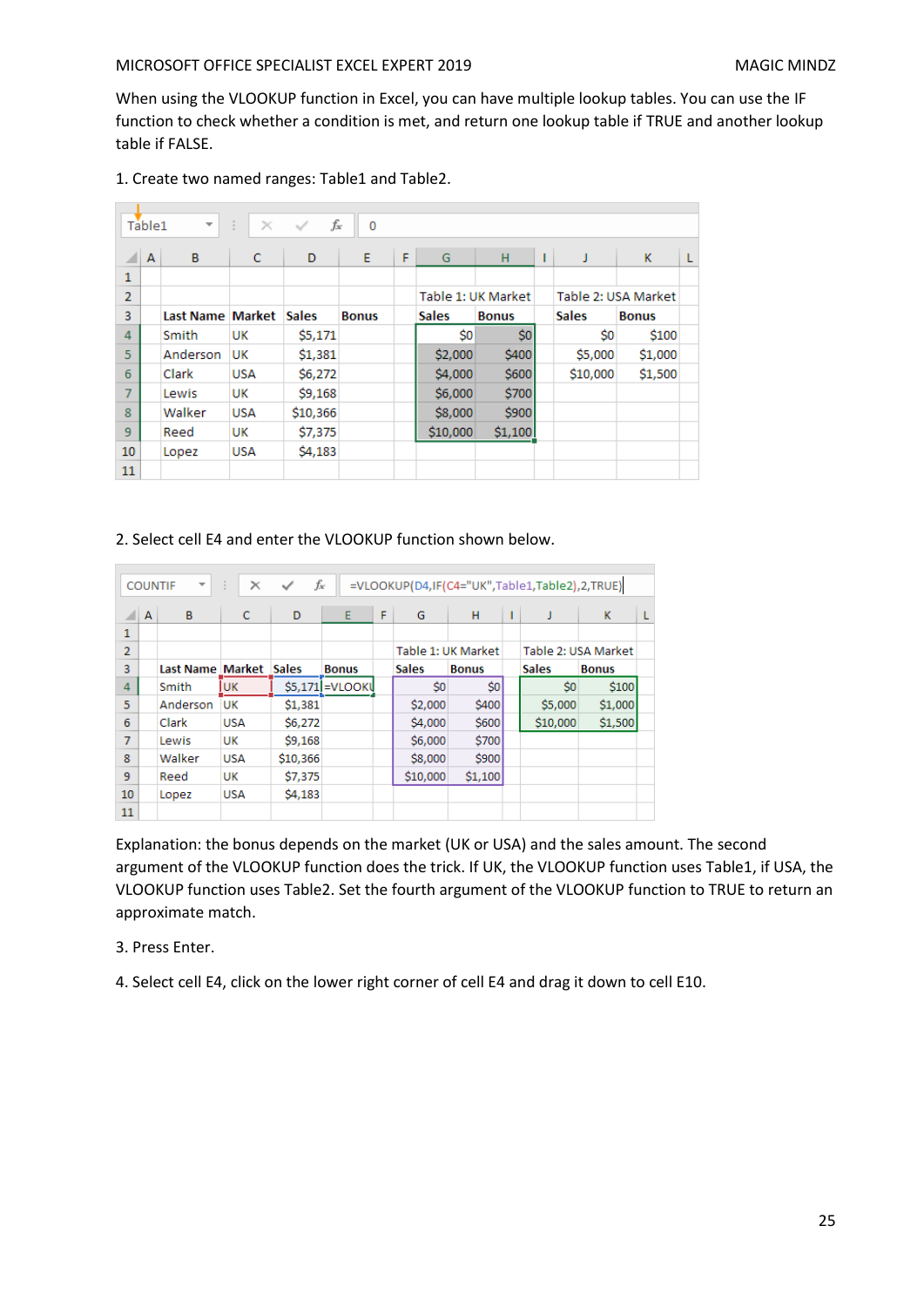When using the VLOOKUP function in Excel, you can have multiple lookup tables. You can use the IF function to check whether a condition is met, and return one lookup table if TRUE and another lookup table if FALSE.

1. Create two named ranges: Table1 and Table2.

Name Box: Table1 | Formula bar: 0

| | A | B | C | D | E | F | G | H | I | J | K | L |
|---|---|---|---|---|---|---|---|---|---|---|---|---|
| 1 | | | | | | | | | | | | |
| 2 | | | | | | | Table 1: UK Market | | | Table 2: USA Market | | |
| 3 | | Last Name | Market | Sales | Bonus | | Sales | Bonus | | Sales | Bonus | |
| 4 | | Smith | UK | $5,171 | | | $0 | $0 | | $0 | $100 | |
| 5 | | Anderson | UK | $1,381 | | | $2,000 | $400 | | $5,000 | $1,000 | |
| 6 | | Clark | USA | $6,272 | | | $4,000 | $600 | | $10,000 | $1,500 | |
| 7 | | Lewis | UK | $9,168 | | | $6,000 | $700 | | | | |
| 8 | | Walker | USA | $10,366 | | | $8,000 | $900 | | | | |
| 9 | | Reed | UK | $7,375 | | | $10,000 | $1,100 | | | | |
| 10 | | Lopez | USA | $4,183 | | | | | | | | |
| 11 | | | | | | | | | | | | |

2. Select cell E4 and enter the VLOOKUP function shown below.

Name Box: COUNTIF | Formula bar: =VLOOKUP(D4,IF(C4="UK",Table1,Table2),2,TRUE)

| | A | B | C | D | E | F | G | H | I | J | K | L |
|---|---|---|---|---|---|---|---|---|---|---|---|---|
| 1 | | | | | | | | | | | | |
| 2 | | | | | | | Table 1: UK Market | | | Table 2: USA Market | | |
| 3 | | Last Name | Market | Sales | Bonus | | Sales | Bonus | | Sales | Bonus | |
| 4 | | Smith | UK | $5,171 | =VLOOKU | | $0 | $0 | | $0 | $100 | |
| 5 | | Anderson | UK | $1,381 | | | $2,000 | $400 | | $5,000 | $1,000 | |
| 6 | | Clark | USA | $6,272 | | | $4,000 | $600 | | $10,000 | $1,500 | |
| 7 | | Lewis | UK | $9,168 | | | $6,000 | $700 | | | | |
| 8 | | Walker | USA | $10,366 | | | $8,000 | $900 | | | | |
| 9 | | Reed | UK | $7,375 | | | $10,000 | $1,100 | | | | |
| 10 | | Lopez | USA | $4,183 | | | | | | | | |
| 11 | | | | | | | | | | | | |

Explanation: the bonus depends on the market (UK or USA) and the sales amount. The second argument of the VLOOKUP function does the trick. If UK, the VLOOKUP function uses Table1, if USA, the VLOOKUP function uses Table2. Set the fourth argument of the VLOOKUP function to TRUE to return an approximate match.

3. Press Enter.

4. Select cell E4, click on the lower right corner of cell E4 and drag it down to cell E10.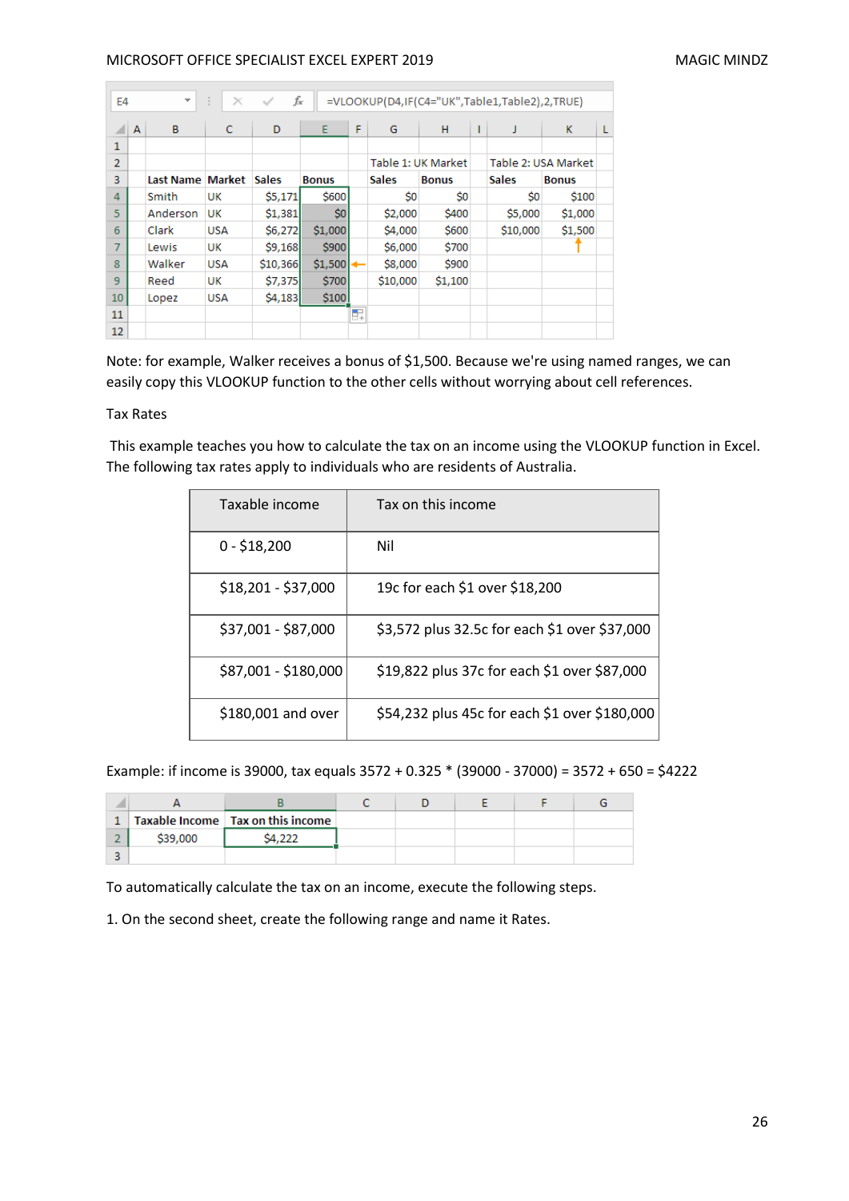| | A | B | C | D | E | F | G | H | I | J | K | L |
|---|---|---|---|---|---|---|---|---|---|---|---|---|
| 1 | | | | | | | | | | | | |
| 2 | | | | | | | Table 1: UK Market | | | Table 2: USA Market | | |
| 3 | | Last Name | Market | Sales | Bonus | | Sales | Bonus | | Sales | Bonus | |
| 4 | | Smith | UK | $5,171 | $600 | | $0 | $0 | | $0 | $100 | |
| 5 | | Anderson | UK | $1,381 | $0 | | $2,000 | $400 | | $5,000 | $1,000 | |
| 6 | | Clark | USA | $6,272 | $1,000 | | $4,000 | $600 | | $10,000 | $1,500 | |
| 7 | | Lewis | UK | $9,168 | $900 | | $6,000 | $700 | | | | |
| 8 | | Walker | USA | $10,366 | $1,500 | | $8,000 | $900 | | | | |
| 9 | | Reed | UK | $7,375 | $700 | | $10,000 | $1,100 | | | | |
| 10 | | Lopez | USA | $4,183 | $100 | | | | | | | |

Formula in E4: =VLOOKUP(D4,IF(C4="UK",Table1,Table2),2,TRUE)

Note: for example, Walker receives a bonus of $1,500. Because we're using named ranges, we can easily copy this VLOOKUP function to the other cells without worrying about cell references.

Tax Rates

This example teaches you how to calculate the tax on an income using the VLOOKUP function in Excel. The following tax rates apply to individuals who are residents of Australia.

| Taxable income | Tax on this income |
|---|---|
| 0 - $18,200 | Nil |
| $18,201 - $37,000 | 19c for each $1 over $18,200 |
| $37,001 - $87,000 | $3,572 plus 32.5c for each $1 over $37,000 |
| $87,001 - $180,000 | $19,822 plus 37c for each $1 over $87,000 |
| $180,001 and over | $54,232 plus 45c for each $1 over $180,000 |

Example: if income is 39000, tax equals 3572 + 0.325 * (39000 - 37000) = 3572 + 650 = $4222

| | A | B |
|---|---|---|
| 1 | Taxable Income | Tax on this income |
| 2 | $39,000 | $4,222 |

To automatically calculate the tax on an income, execute the following steps.

1. On the second sheet, create the following range and name it Rates.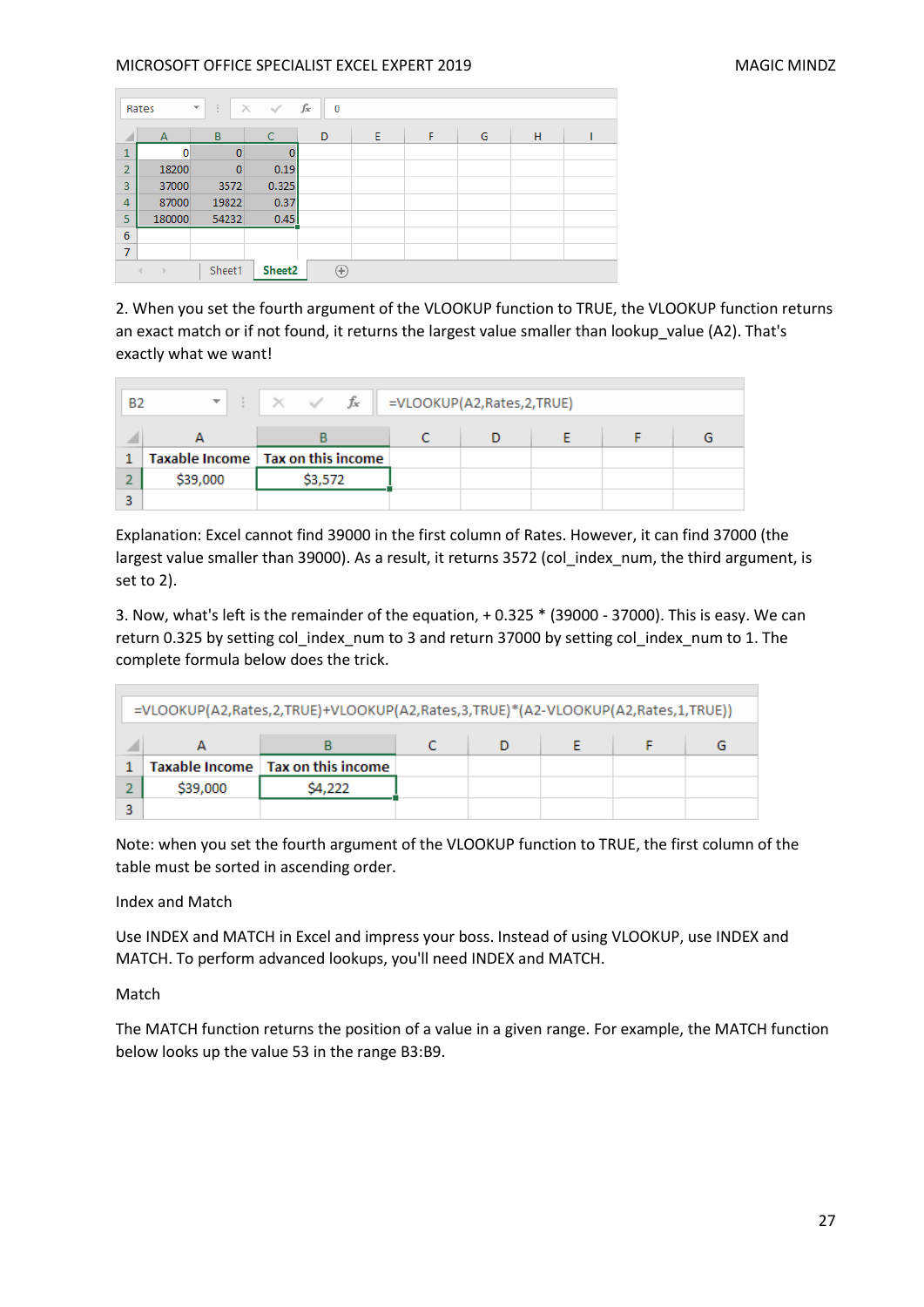Name box: Rates | Formula: 0

|   | A | B | C |
|---|---|---|---|
| 1 | 0 | 0 | 0 |
| 2 | 18200 | 0 | 0.19 |
| 3 | 37000 | 3572 | 0.325 |
| 4 | 87000 | 19822 | 0.37 |
| 5 | 180000 | 54232 | 0.45 |

2. When you set the fourth argument of the VLOOKUP function to TRUE, the VLOOKUP function returns an exact match or if not found, it returns the largest value smaller than lookup_value (A2). That's exactly what we want!

```
=VLOOKUP(A2,Rates,2,TRUE)
```

|   | A | B |
|---|---|---|
| 1 | Taxable Income | Tax on this income |
| 2 | $39,000 | $3,572 |

Explanation: Excel cannot find 39000 in the first column of Rates. However, it can find 37000 (the largest value smaller than 39000). As a result, it returns 3572 (col_index_num, the third argument, is set to 2).

3. Now, what's left is the remainder of the equation, + 0.325 * (39000 - 37000). This is easy. We can return 0.325 by setting col_index_num to 3 and return 37000 by setting col_index_num to 1. The complete formula below does the trick.

```
=VLOOKUP(A2,Rates,2,TRUE)+VLOOKUP(A2,Rates,3,TRUE)*(A2-VLOOKUP(A2,Rates,1,TRUE))
```

|   | A | B |
|---|---|---|
| 1 | Taxable Income | Tax on this income |
| 2 | $39,000 | $4,222 |

Note: when you set the fourth argument of the VLOOKUP function to TRUE, the first column of the table must be sorted in ascending order.

## Index and Match

Use INDEX and MATCH in Excel and impress your boss. Instead of using VLOOKUP, use INDEX and MATCH. To perform advanced lookups, you'll need INDEX and MATCH.

### Match

The MATCH function returns the position of a value in a given range. For example, the MATCH function below looks up the value 53 in the range B3:B9.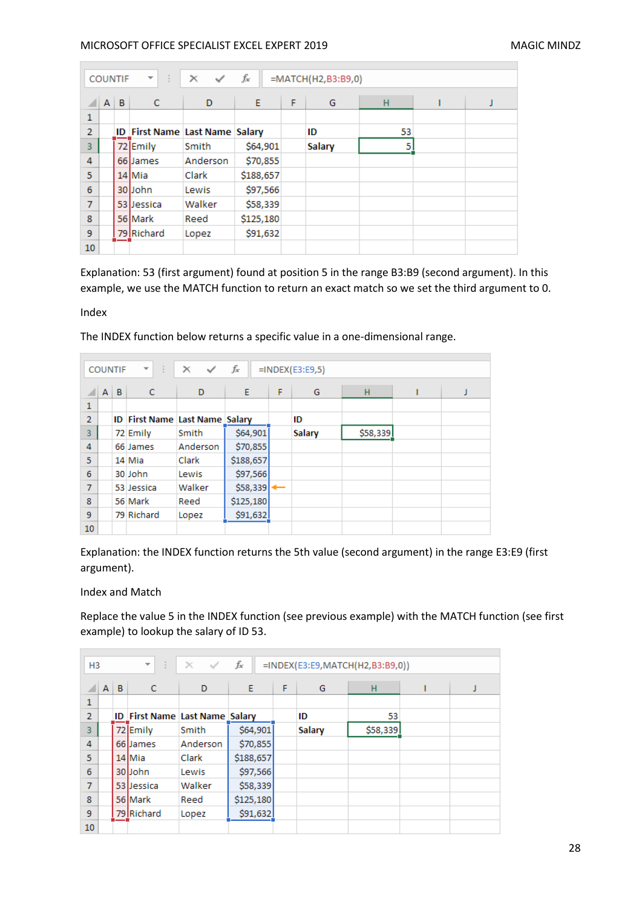| | A | B | C | D | E | F | G | H | I | J |
|---|---|---|---|---|---|---|---|---|---|---|
| 1 | | | | | | | | | | |
| 2 | | ID | First Name | Last Name | Salary | | ID | 53 | | |
| 3 | | 72 | Emily | Smith | $64,901 | | Salary | 5 | | |
| 4 | | 66 | James | Anderson | $70,855 | | | | | |
| 5 | | 14 | Mia | Clark | $188,657 | | | | | |
| 6 | | 30 | John | Lewis | $97,566 | | | | | |
| 7 | | 53 | Jessica | Walker | $58,339 | | | | | |
| 8 | | 56 | Mark | Reed | $125,180 | | | | | |
| 9 | | 79 | Richard | Lopez | $91,632 | | | | | |
| 10 | | | | | | | | | | |

Formula: =MATCH(H2,B3:B9,0)

Explanation: 53 (first argument) found at position 5 in the range B3:B9 (second argument). In this example, we use the MATCH function to return an exact match so we set the third argument to 0.

Index

The INDEX function below returns a specific value in a one-dimensional range.

| | A | B | C | D | E | F | G | H | I | J |
|---|---|---|---|---|---|---|---|---|---|---|
| 1 | | | | | | | | | | |
| 2 | | ID | First Name | Last Name | Salary | | ID | | | |
| 3 | | 72 | Emily | Smith | $64,901 | | Salary | $58,339 | | |
| 4 | | 66 | James | Anderson | $70,855 | | | | | |
| 5 | | 14 | Mia | Clark | $188,657 | | | | | |
| 6 | | 30 | John | Lewis | $97,566 | | | | | |
| 7 | | 53 | Jessica | Walker | $58,339 | | | | | |
| 8 | | 56 | Mark | Reed | $125,180 | | | | | |
| 9 | | 79 | Richard | Lopez | $91,632 | | | | | |
| 10 | | | | | | | | | | |

Formula: =INDEX(E3:E9,5)

Explanation: the INDEX function returns the 5th value (second argument) in the range E3:E9 (first argument).

Index and Match

Replace the value 5 in the INDEX function (see previous example) with the MATCH function (see first example) to lookup the salary of ID 53.

| | A | B | C | D | E | F | G | H | I | J |
|---|---|---|---|---|---|---|---|---|---|---|
| 1 | | | | | | | | | | |
| 2 | | ID | First Name | Last Name | Salary | | ID | 53 | | |
| 3 | | 72 | Emily | Smith | $64,901 | | Salary | $58,339 | | |
| 4 | | 66 | James | Anderson | $70,855 | | | | | |
| 5 | | 14 | Mia | Clark | $188,657 | | | | | |
| 6 | | 30 | John | Lewis | $97,566 | | | | | |
| 7 | | 53 | Jessica | Walker | $58,339 | | | | | |
| 8 | | 56 | Mark | Reed | $125,180 | | | | | |
| 9 | | 79 | Richard | Lopez | $91,632 | | | | | |
| 10 | | | | | | | | | | |

H3 formula: =INDEX(E3:E9,MATCH(H2,B3:B9,0))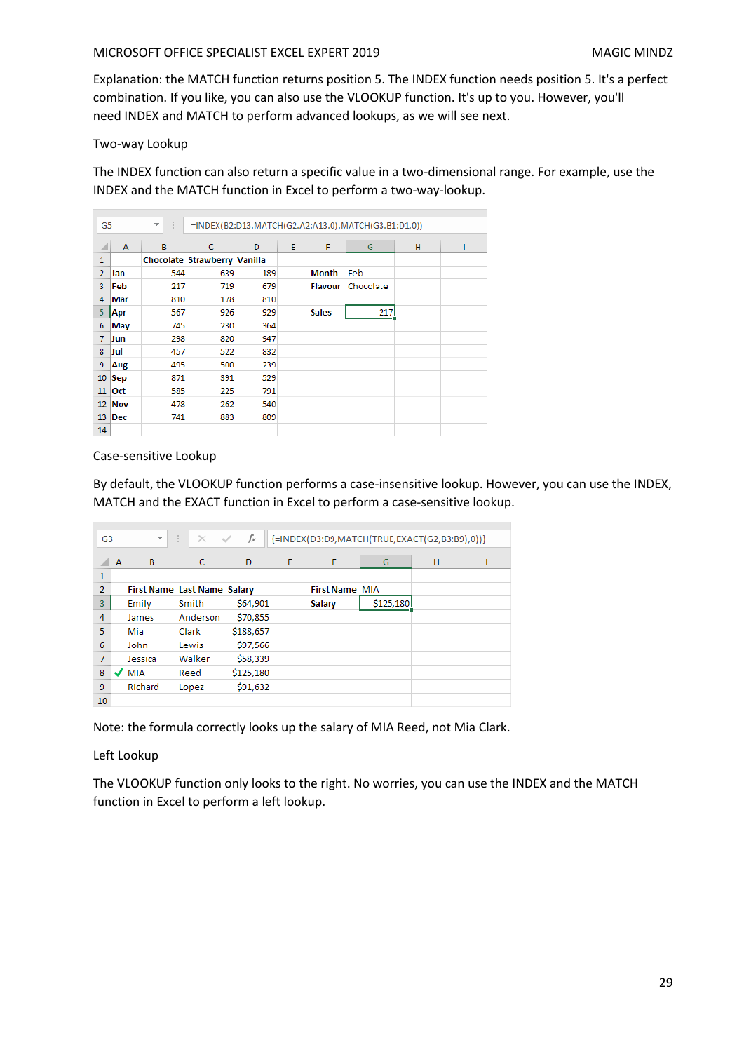Explanation: the MATCH function returns position 5. The INDEX function needs position 5. It's a perfect combination. If you like, you can also use the VLOOKUP function. It's up to you. However, you'll need INDEX and MATCH to perform advanced lookups, as we will see next.

Two-way Lookup

The INDEX function can also return a specific value in a two-dimensional range. For example, use the INDEX and the MATCH function in Excel to perform a two-way-lookup.

G5 =INDEX(B2:D13,MATCH(G2,A2:A13,0),MATCH(G3,B1:D1,0))

| | A | B | C | D | E | F | G | H | I |
|---|---|---|---|---|---|---|---|---|---|
| 1 | | Chocolate | Strawberry | Vanilla | | | | | |
| 2 | Jan | 544 | 639 | 189 | | Month | Feb | | |
| 3 | Feb | 217 | 719 | 679 | | Flavour | Chocolate | | |
| 4 | Mar | 810 | 178 | 810 | | | | | |
| 5 | Apr | 567 | 926 | 929 | | Sales | 217 | | |
| 6 | May | 745 | 230 | 364 | | | | | |
| 7 | Jun | 298 | 820 | 947 | | | | | |
| 8 | Jul | 457 | 522 | 832 | | | | | |
| 9 | Aug | 495 | 500 | 239 | | | | | |
| 10 | Sep | 871 | 391 | 529 | | | | | |
| 11 | Oct | 585 | 225 | 791 | | | | | |
| 12 | Nov | 478 | 262 | 540 | | | | | |
| 13 | Dec | 741 | 883 | 809 | | | | | |
| 14 | | | | | | | | | |

Case-sensitive Lookup

By default, the VLOOKUP function performs a case-insensitive lookup. However, you can use the INDEX, MATCH and the EXACT function in Excel to perform a case-sensitive lookup.

G3 {=INDEX(D3:D9,MATCH(TRUE,EXACT(G2,B3:B9),0))}

| | A | B | C | D | E | F | G | H | I |
|---|---|---|---|---|---|---|---|---|---|
| 1 | | | | | | | | | |
| 2 | | First Name | Last Name | Salary | | First Name | MIA | | |
| 3 | | Emily | Smith | $64,901 | | Salary | $125,180 | | |
| 4 | | James | Anderson | $70,855 | | | | | |
| 5 | | Mia | Clark | $188,657 | | | | | |
| 6 | | John | Lewis | $97,566 | | | | | |
| 7 | | Jessica | Walker | $58,339 | | | | | |
| 8 | ✓ | MIA | Reed | $125,180 | | | | | |
| 9 | | Richard | Lopez | $91,632 | | | | | |
| 10 | | | | | | | | | |

Note: the formula correctly looks up the salary of MIA Reed, not Mia Clark.

Left Lookup

The VLOOKUP function only looks to the right. No worries, you can use the INDEX and the MATCH function in Excel to perform a left lookup.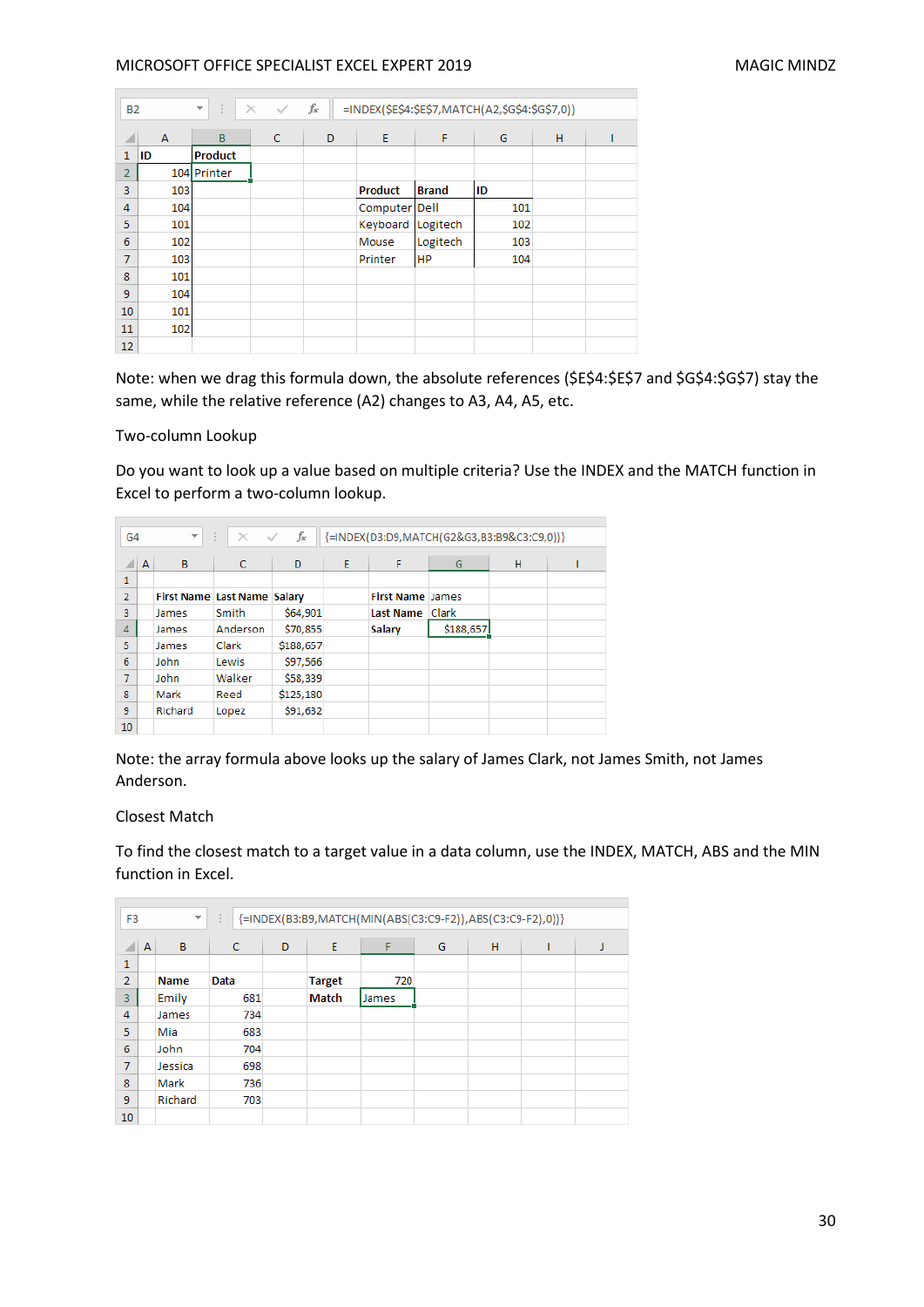B2 fx =INDEX($E$4:$E$7,MATCH(A2,$G$4:$G$7,0))

| | A | B | C | D | E | F | G | H | I |
|---|---|---|---|---|---|---|---|---|---|
| 1 | ID | Product | | | | | | | |
| 2 | 104 | Printer | | | | | | | |
| 3 | 103 | | | | Product | Brand | ID | | |
| 4 | 104 | | | | Computer | Dell | 101 | | |
| 5 | 101 | | | | Keyboard | Logitech | 102 | | |
| 6 | 102 | | | | Mouse | Logitech | 103 | | |
| 7 | 103 | | | | Printer | HP | 104 | | |
| 8 | 101 | | | | | | | | |
| 9 | 104 | | | | | | | | |
| 10 | 101 | | | | | | | | |
| 11 | 102 | | | | | | | | |
| 12 | | | | | | | | | |

Note: when we drag this formula down, the absolute references ($E$4:$E$7 and $G$4:$G$7) stay the same, while the relative reference (A2) changes to A3, A4, A5, etc.

Two-column Lookup

Do you want to look up a value based on multiple criteria? Use the INDEX and the MATCH function in Excel to perform a two-column lookup.

G4 fx {=INDEX(D3:D9,MATCH(G2&G3,B3:B9&C3:C9,0))}

| | A | B | C | D | E | F | G | H | I |
|---|---|---|---|---|---|---|---|---|---|
| 1 | | | | | | | | | |
| 2 | | First Name | Last Name | Salary | | First Name | James | | |
| 3 | | James | Smith | $64,901 | | Last Name | Clark | | |
| 4 | | James | Anderson | $70,855 | | Salary | $188,657 | | |
| 5 | | James | Clark | $188,657 | | | | | |
| 6 | | John | Lewis | $97,566 | | | | | |
| 7 | | John | Walker | $58,339 | | | | | |
| 8 | | Mark | Reed | $125,180 | | | | | |
| 9 | | Richard | Lopez | $91,632 | | | | | |
| 10 | | | | | | | | | |

Note: the array formula above looks up the salary of James Clark, not James Smith, not James Anderson.

Closest Match

To find the closest match to a target value in a data column, use the INDEX, MATCH, ABS and the MIN function in Excel.

F3 fx {=INDEX(B3:B9,MATCH(MIN(ABS(C3:C9-F2)),ABS(C3:C9-F2),0))}

| | A | B | C | D | E | F | G | H | I | J |
|---|---|---|---|---|---|---|---|---|---|---|
| 1 | | | | | | | | | | |
| 2 | | Name | Data | | Target | 720 | | | | |
| 3 | | Emily | 681 | | Match | James | | | | |
| 4 | | James | 734 | | | | | | | |
| 5 | | Mia | 683 | | | | | | | |
| 6 | | John | 704 | | | | | | | |
| 7 | | Jessica | 698 | | | | | | | |
| 8 | | Mark | 736 | | | | | | | |
| 9 | | Richard | 703 | | | | | | | |
| 10 | | | | | | | | | | |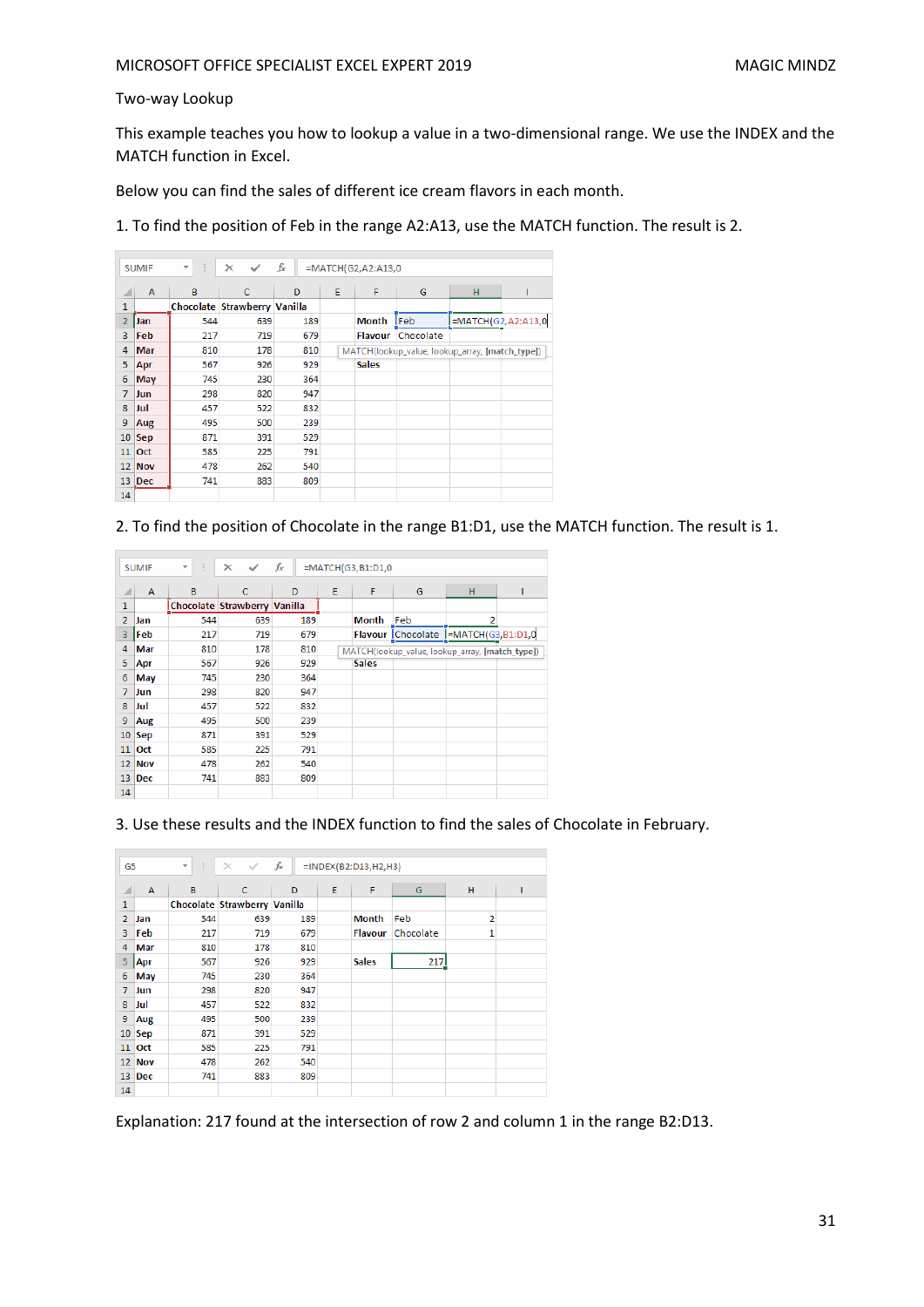Two-way Lookup

This example teaches you how to lookup a value in a two-dimensional range. We use the INDEX and the MATCH function in Excel.

Below you can find the sales of different ice cream flavors in each month.

1. To find the position of Feb in the range A2:A13, use the MATCH function. The result is 2.

`=MATCH(G2,A2:A13,0`

| | A | B | C | D | E | F | G | H |
|---|---|---|---|---|---|---|---|---|
| 1 | | Chocolate | Strawberry | Vanilla | | | | |
| 2 | Jan | 544 | 639 | 189 | | Month | Feb | =MATCH(G2,A2:A13,0 |
| 3 | Feb | 217 | 719 | 679 | | Flavour | Chocolate | |
| 4 | Mar | 810 | 178 | 810 | | | | |
| 5 | Apr | 567 | 926 | 929 | | Sales | | |
| 6 | May | 745 | 230 | 364 | | | | |
| 7 | Jun | 298 | 820 | 947 | | | | |
| 8 | Jul | 457 | 522 | 832 | | | | |
| 9 | Aug | 495 | 500 | 239 | | | | |
| 10 | Sep | 871 | 391 | 529 | | | | |
| 11 | Oct | 585 | 225 | 791 | | | | |
| 12 | Nov | 478 | 262 | 540 | | | | |
| 13 | Dec | 741 | 883 | 809 | | | | |

2. To find the position of Chocolate in the range B1:D1, use the MATCH function. The result is 1.

`=MATCH(G3,B1:D1,0`

| | A | B | C | D | E | F | G | H |
|---|---|---|---|---|---|---|---|---|
| 1 | | Chocolate | Strawberry | Vanilla | | | | |
| 2 | Jan | 544 | 639 | 189 | | Month | Feb | 2 |
| 3 | Feb | 217 | 719 | 679 | | Flavour | Chocolate | =MATCH(G3,B1:D1,0 |
| 4 | Mar | 810 | 178 | 810 | | | | |
| 5 | Apr | 567 | 926 | 929 | | Sales | | |
| 6 | May | 745 | 230 | 364 | | | | |
| 7 | Jun | 298 | 820 | 947 | | | | |
| 8 | Jul | 457 | 522 | 832 | | | | |
| 9 | Aug | 495 | 500 | 239 | | | | |
| 10 | Sep | 871 | 391 | 529 | | | | |
| 11 | Oct | 585 | 225 | 791 | | | | |
| 12 | Nov | 478 | 262 | 540 | | | | |
| 13 | Dec | 741 | 883 | 809 | | | | |

3. Use these results and the INDEX function to find the sales of Chocolate in February.

`=INDEX(B2:D13,H2,H3)`

| | A | B | C | D | E | F | G | H |
|---|---|---|---|---|---|---|---|---|
| 1 | | Chocolate | Strawberry | Vanilla | | | | |
| 2 | Jan | 544 | 639 | 189 | | Month | Feb | 2 |
| 3 | Feb | 217 | 719 | 679 | | Flavour | Chocolate | 1 |
| 4 | Mar | 810 | 178 | 810 | | | | |
| 5 | Apr | 567 | 926 | 929 | | Sales | 217 | |
| 6 | May | 745 | 230 | 364 | | | | |
| 7 | Jun | 298 | 820 | 947 | | | | |
| 8 | Jul | 457 | 522 | 832 | | | | |
| 9 | Aug | 495 | 500 | 239 | | | | |
| 10 | Sep | 871 | 391 | 529 | | | | |
| 11 | Oct | 585 | 225 | 791 | | | | |
| 12 | Nov | 478 | 262 | 540 | | | | |
| 13 | Dec | 741 | 883 | 809 | | | | |

Explanation: 217 found at the intersection of row 2 and column 1 in the range B2:D13.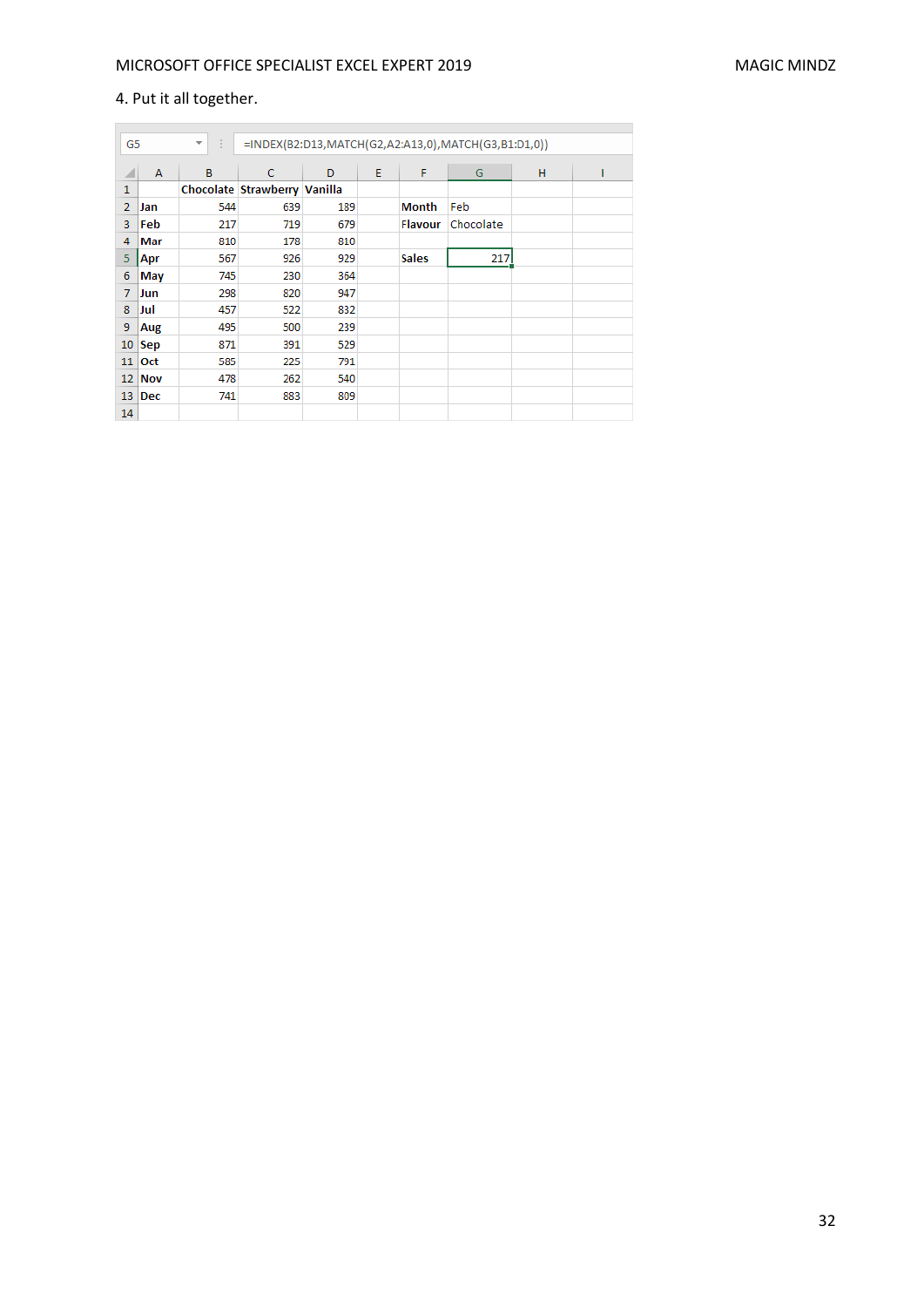4. Put it all together.

G5 =INDEX(B2:D13,MATCH(G2,A2:A13,0),MATCH(G3,B1:D1,0))

| | A | B | C | D | E | F | G | H | I |
|---|---|---|---|---|---|---|---|---|---|
| 1 | | Chocolate | Strawberry | Vanilla | | | | | |
| 2 | Jan | 544 | 639 | 189 | | Month | Feb | | |
| 3 | Feb | 217 | 719 | 679 | | Flavour | Chocolate | | |
| 4 | Mar | 810 | 178 | 810 | | | | | |
| 5 | Apr | 567 | 926 | 929 | | Sales | 217 | | |
| 6 | May | 745 | 230 | 364 | | | | | |
| 7 | Jun | 298 | 820 | 947 | | | | | |
| 8 | Jul | 457 | 522 | 832 | | | | | |
| 9 | Aug | 495 | 500 | 239 | | | | | |
| 10 | Sep | 871 | 391 | 529 | | | | | |
| 11 | Oct | 585 | 225 | 791 | | | | | |
| 12 | Nov | 478 | 262 | 540 | | | | | |
| 13 | Dec | 741 | 883 | 809 | | | | | |
| 14 | | | | | | | | | |